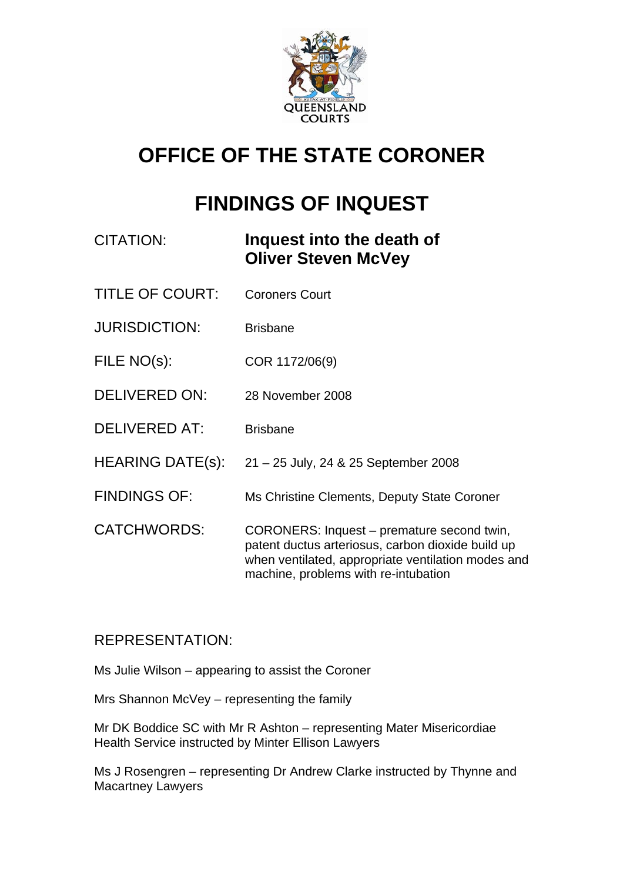QUEENSLAND COURTS

# OFFICE OF THE STATE CORONER

# FINDINGS OF INQUEST

| | |
|---|---|
| CITATION: | **Inquest into the death of Oliver Steven McVey** |
| TITLE OF COURT: | Coroners Court |
| JURISDICTION: | Brisbane |
| FILE NO(s): | COR 1172/06(9) |
| DELIVERED ON: | 28 November 2008 |
| DELIVERED AT: | Brisbane |
| HEARING DATE(s): | 21 – 25 July, 24 & 25 September 2008 |
| FINDINGS OF: | Ms Christine Clements, Deputy State Coroner |
| CATCHWORDS: | CORONERS: Inquest – premature second twin, patent ductus arteriosus, carbon dioxide build up when ventilated, appropriate ventilation modes and machine, problems with re-intubation |

REPRESENTATION:

Ms Julie Wilson – appearing to assist the Coroner

Mrs Shannon McVey – representing the family

Mr DK Boddice SC with Mr R Ashton – representing Mater Misericordiae Health Service instructed by Minter Ellison Lawyers

Ms J Rosengren – representing Dr Andrew Clarke instructed by Thynne and Macartney Lawyers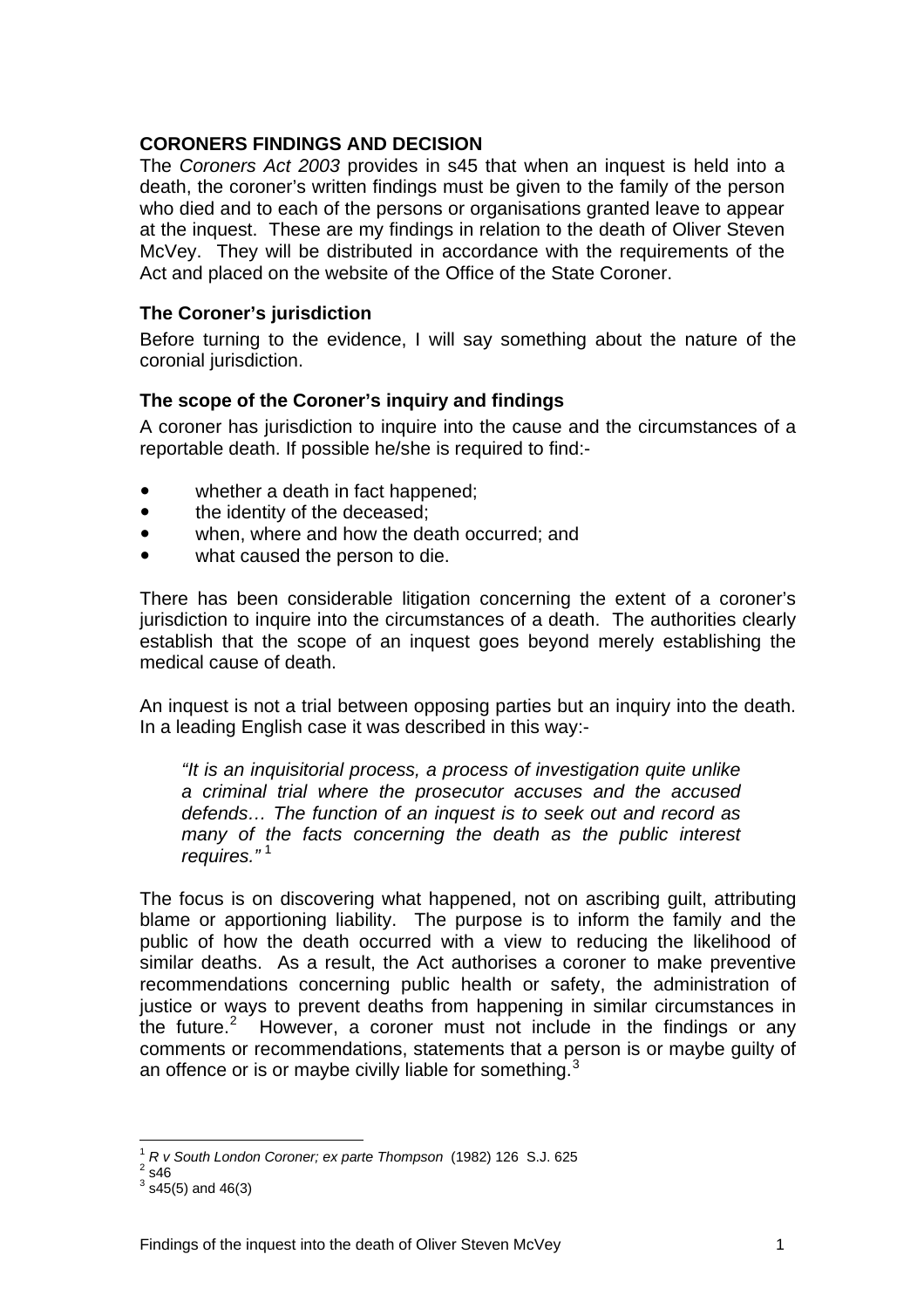## CORONERS FINDINGS AND DECISION

The *Coroners Act 2003* provides in s45 that when an inquest is held into a death, the coroner's written findings must be given to the family of the person who died and to each of the persons or organisations granted leave to appear at the inquest. These are my findings in relation to the death of Oliver Steven McVey. They will be distributed in accordance with the requirements of the Act and placed on the website of the Office of the State Coroner.

### The Coroner's jurisdiction

Before turning to the evidence, I will say something about the nature of the coronial jurisdiction.

### The scope of the Coroner's inquiry and findings

A coroner has jurisdiction to inquire into the cause and the circumstances of a reportable death. If possible he/she is required to find:-

- whether a death in fact happened;
- the identity of the deceased;
- when, where and how the death occurred; and
- what caused the person to die.

There has been considerable litigation concerning the extent of a coroner's jurisdiction to inquire into the circumstances of a death. The authorities clearly establish that the scope of an inquest goes beyond merely establishing the medical cause of death.

An inquest is not a trial between opposing parties but an inquiry into the death. In a leading English case it was described in this way:-

> *"It is an inquisitorial process, a process of investigation quite unlike a criminal trial where the prosecutor accuses and the accused defends… The function of an inquest is to seek out and record as many of the facts concerning the death as the public interest requires."* [1]

The focus is on discovering what happened, not on ascribing guilt, attributing blame or apportioning liability. The purpose is to inform the family and the public of how the death occurred with a view to reducing the likelihood of similar deaths. As a result, the Act authorises a coroner to make preventive recommendations concerning public health or safety, the administration of justice or ways to prevent deaths from happening in similar circumstances in the future.[2] However, a coroner must not include in the findings or any comments or recommendations, statements that a person is or maybe guilty of an offence or is or maybe civilly liable for something.[3]

---

[1] *R v South London Coroner; ex parte Thompson* (1982) 126 S.J. 625

[2] s46

[3] s45(5) and 46(3)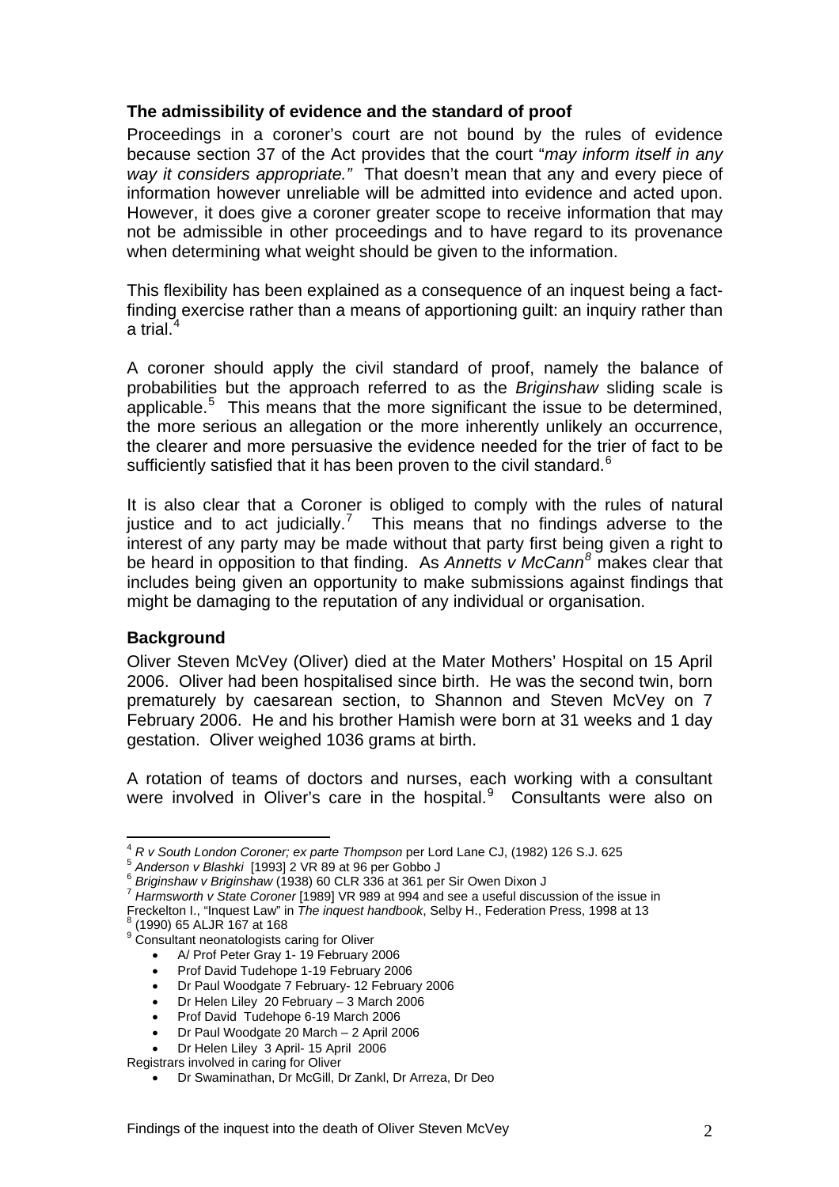### The admissibility of evidence and the standard of proof

Proceedings in a coroner's court are not bound by the rules of evidence because section 37 of the Act provides that the court "*may inform itself in any way it considers appropriate."* That doesn't mean that any and every piece of information however unreliable will be admitted into evidence and acted upon. However, it does give a coroner greater scope to receive information that may not be admissible in other proceedings and to have regard to its provenance when determining what weight should be given to the information.

This flexibility has been explained as a consequence of an inquest being a fact-finding exercise rather than a means of apportioning guilt: an inquiry rather than a trial.[4]

A coroner should apply the civil standard of proof, namely the balance of probabilities but the approach referred to as the *Briginshaw* sliding scale is applicable.[5] This means that the more significant the issue to be determined, the more serious an allegation or the more inherently unlikely an occurrence, the clearer and more persuasive the evidence needed for the trier of fact to be sufficiently satisfied that it has been proven to the civil standard.[6]

It is also clear that a Coroner is obliged to comply with the rules of natural justice and to act judicially.[7] This means that no findings adverse to the interest of any party may be made without that party first being given a right to be heard in opposition to that finding. As *Annetts v McCann*[8] makes clear that includes being given an opportunity to make submissions against findings that might be damaging to the reputation of any individual or organisation.

### Background

Oliver Steven McVey (Oliver) died at the Mater Mothers' Hospital on 15 April 2006. Oliver had been hospitalised since birth. He was the second twin, born prematurely by caesarean section, to Shannon and Steven McVey on 7 February 2006. He and his brother Hamish were born at 31 weeks and 1 day gestation. Oliver weighed 1036 grams at birth.

A rotation of teams of doctors and nurses, each working with a consultant were involved in Oliver's care in the hospital.[9] Consultants were also on

---

[4] *R v South London Coroner; ex parte Thompson* per Lord Lane CJ, (1982) 126 S.J. 625

[5] *Anderson v Blashki* [1993] 2 VR 89 at 96 per Gobbo J

[6] *Briginshaw v Briginshaw* (1938) 60 CLR 336 at 361 per Sir Owen Dixon J

[7] *Harmsworth v State Coroner* [1989] VR 989 at 994 and see a useful discussion of the issue in Freckelton I., "Inquest Law" in *The inquest handbook*, Selby H., Federation Press, 1998 at 13

[8] (1990) 65 ALJR 167 at 168

[9] Consultant neonatologists caring for Oliver

- A/ Prof Peter Gray 1- 19 February 2006
- Prof David Tudehope 1-19 February 2006
- Dr Paul Woodgate 7 February- 12 February 2006
- Dr Helen Liley 20 February – 3 March 2006
- Prof David Tudehope 6-19 March 2006
- Dr Paul Woodgate 20 March – 2 April 2006
- Dr Helen Liley 3 April- 15 April 2006

Registrars involved in caring for Oliver

- Dr Swaminathan, Dr McGill, Dr Zankl, Dr Arreza, Dr Deo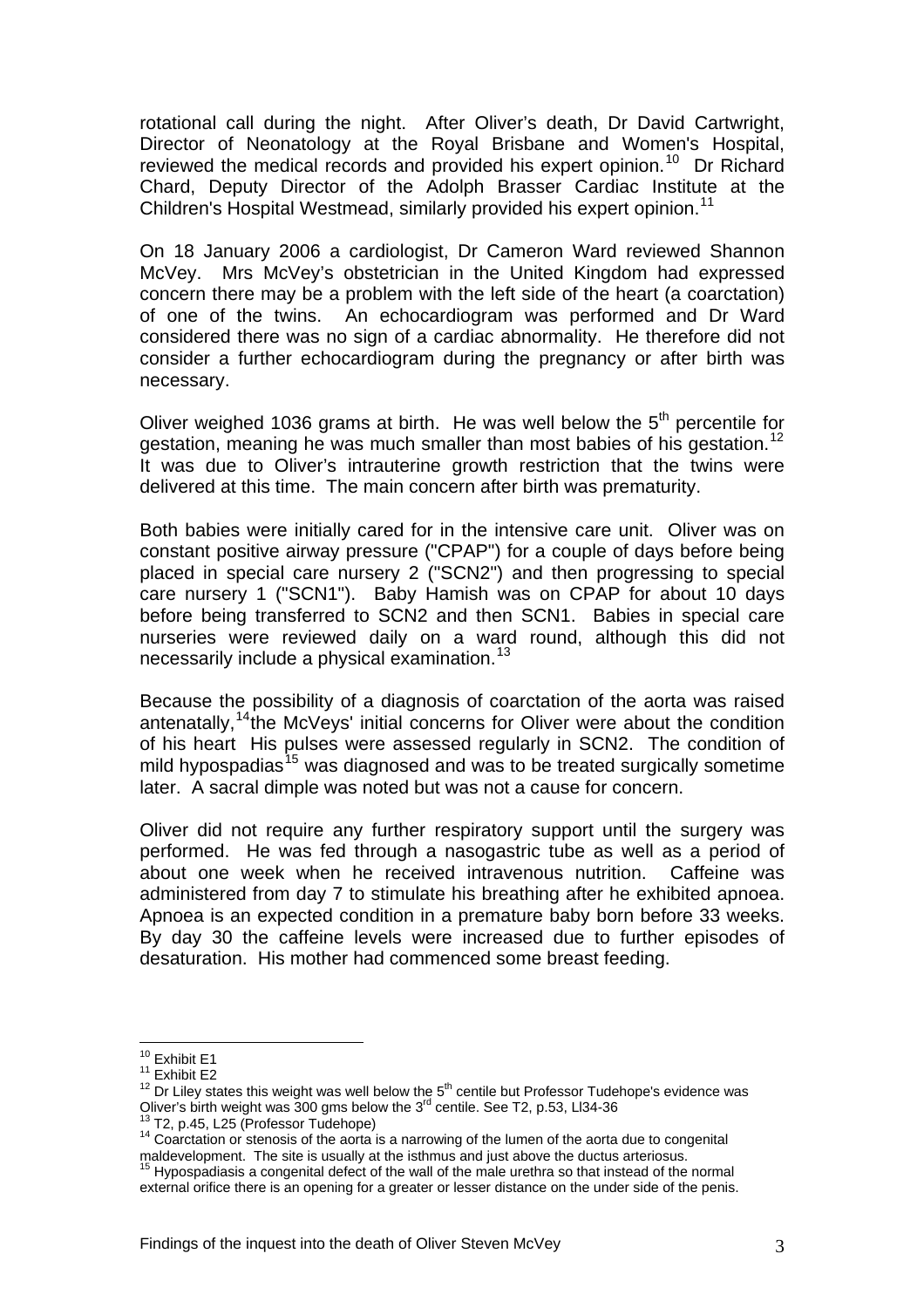rotational call during the night. After Oliver's death, Dr David Cartwright, Director of Neonatology at the Royal Brisbane and Women's Hospital, reviewed the medical records and provided his expert opinion.[10] Dr Richard Chard, Deputy Director of the Adolph Brasser Cardiac Institute at the Children's Hospital Westmead, similarly provided his expert opinion.[11]

On 18 January 2006 a cardiologist, Dr Cameron Ward reviewed Shannon McVey. Mrs McVey's obstetrician in the United Kingdom had expressed concern there may be a problem with the left side of the heart (a coarctation) of one of the twins. An echocardiogram was performed and Dr Ward considered there was no sign of a cardiac abnormality. He therefore did not consider a further echocardiogram during the pregnancy or after birth was necessary.

Oliver weighed 1036 grams at birth. He was well below the 5th percentile for gestation, meaning he was much smaller than most babies of his gestation.[12] It was due to Oliver's intrauterine growth restriction that the twins were delivered at this time. The main concern after birth was prematurity.

Both babies were initially cared for in the intensive care unit. Oliver was on constant positive airway pressure ("CPAP") for a couple of days before being placed in special care nursery 2 ("SCN2") and then progressing to special care nursery 1 ("SCN1"). Baby Hamish was on CPAP for about 10 days before being transferred to SCN2 and then SCN1. Babies in special care nurseries were reviewed daily on a ward round, although this did not necessarily include a physical examination.[13]

Because the possibility of a diagnosis of coarctation of the aorta was raised antenatally,[14]the McVeys' initial concerns for Oliver were about the condition of his heart His pulses were assessed regularly in SCN2. The condition of mild hypospadias[15] was diagnosed and was to be treated surgically sometime later. A sacral dimple was noted but was not a cause for concern.

Oliver did not require any further respiratory support until the surgery was performed. He was fed through a nasogastric tube as well as a period of about one week when he received intravenous nutrition. Caffeine was administered from day 7 to stimulate his breathing after he exhibited apnoea. Apnoea is an expected condition in a premature baby born before 33 weeks. By day 30 the caffeine levels were increased due to further episodes of desaturation. His mother had commenced some breast feeding.

---

[10] Exhibit E1

[11] Exhibit E2

[12] Dr Liley states this weight was well below the 5th centile but Professor Tudehope's evidence was Oliver's birth weight was 300 gms below the 3rd centile. See T2, p.53, Ll34-36

[13] T2, p.45, L25 (Professor Tudehope)

[14] Coarctation or stenosis of the aorta is a narrowing of the lumen of the aorta due to congenital maldevelopment. The site is usually at the isthmus and just above the ductus arteriosus.

[15] Hypospadiasis a congenital defect of the wall of the male urethra so that instead of the normal external orifice there is an opening for a greater or lesser distance on the under side of the penis.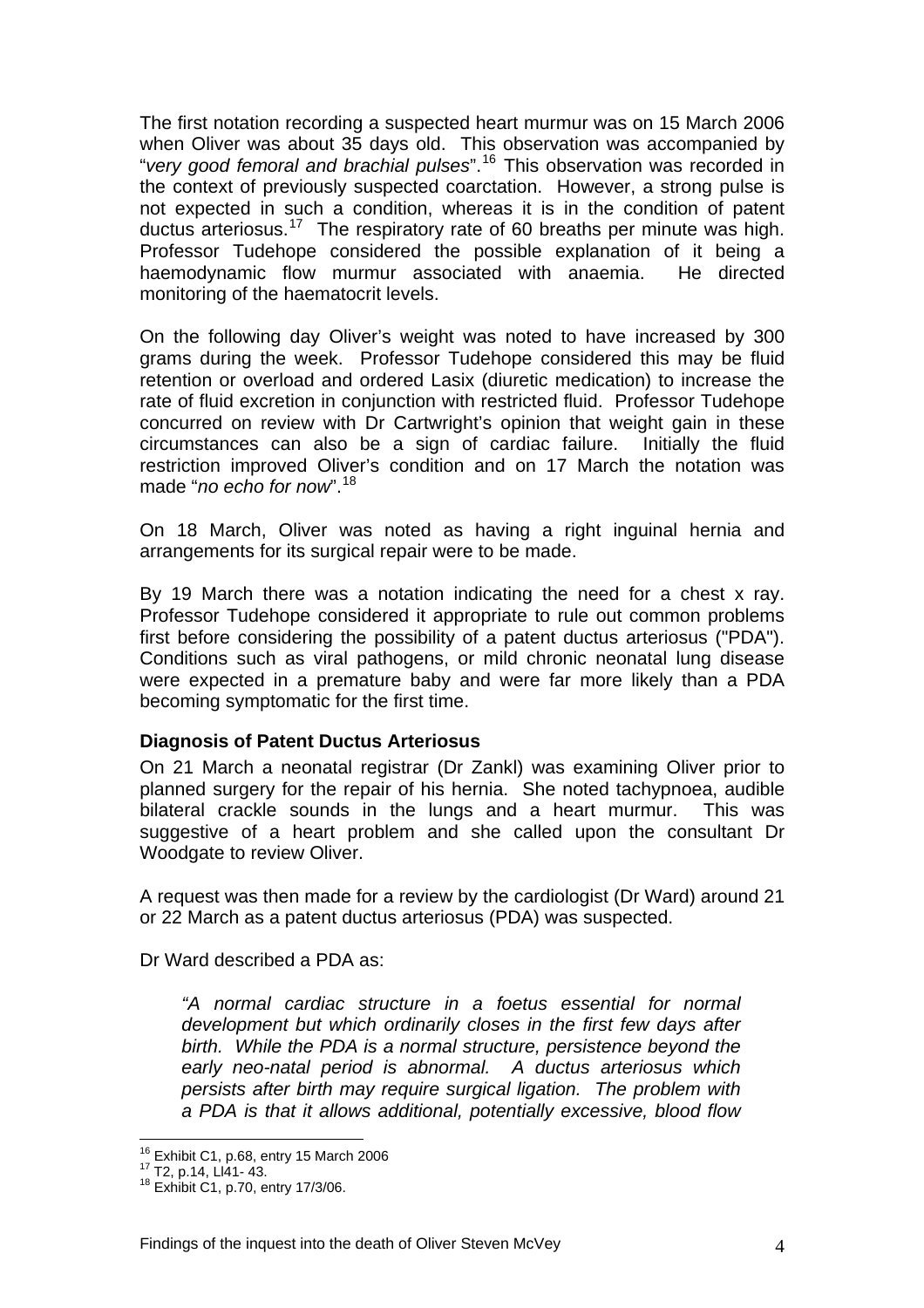The first notation recording a suspected heart murmur was on 15 March 2006 when Oliver was about 35 days old. This observation was accompanied by "*very good femoral and brachial pulses*".[16] This observation was recorded in the context of previously suspected coarctation. However, a strong pulse is not expected in such a condition, whereas it is in the condition of patent ductus arteriosus.[17] The respiratory rate of 60 breaths per minute was high. Professor Tudehope considered the possible explanation of it being a haemodynamic flow murmur associated with anaemia. He directed monitoring of the haematocrit levels.

On the following day Oliver's weight was noted to have increased by 300 grams during the week. Professor Tudehope considered this may be fluid retention or overload and ordered Lasix (diuretic medication) to increase the rate of fluid excretion in conjunction with restricted fluid. Professor Tudehope concurred on review with Dr Cartwright's opinion that weight gain in these circumstances can also be a sign of cardiac failure. Initially the fluid restriction improved Oliver's condition and on 17 March the notation was made "*no echo for now*".[18]

On 18 March, Oliver was noted as having a right inguinal hernia and arrangements for its surgical repair were to be made.

By 19 March there was a notation indicating the need for a chest x ray. Professor Tudehope considered it appropriate to rule out common problems first before considering the possibility of a patent ductus arteriosus ("PDA"). Conditions such as viral pathogens, or mild chronic neonatal lung disease were expected in a premature baby and were far more likely than a PDA becoming symptomatic for the first time.

### Diagnosis of Patent Ductus Arteriosus

On 21 March a neonatal registrar (Dr Zankl) was examining Oliver prior to planned surgery for the repair of his hernia. She noted tachypnoea, audible bilateral crackle sounds in the lungs and a heart murmur. This was suggestive of a heart problem and she called upon the consultant Dr Woodgate to review Oliver.

A request was then made for a review by the cardiologist (Dr Ward) around 21 or 22 March as a patent ductus arteriosus (PDA) was suspected.

Dr Ward described a PDA as:

> *"A normal cardiac structure in a foetus essential for normal development but which ordinarily closes in the first few days after birth. While the PDA is a normal structure, persistence beyond the early neo-natal period is abnormal. A ductus arteriosus which persists after birth may require surgical ligation. The problem with a PDA is that it allows additional, potentially excessive, blood flow*

---

[16] Exhibit C1, p.68, entry 15 March 2006

[17] T2, p.14, Ll41- 43.

[18] Exhibit C1, p.70, entry 17/3/06.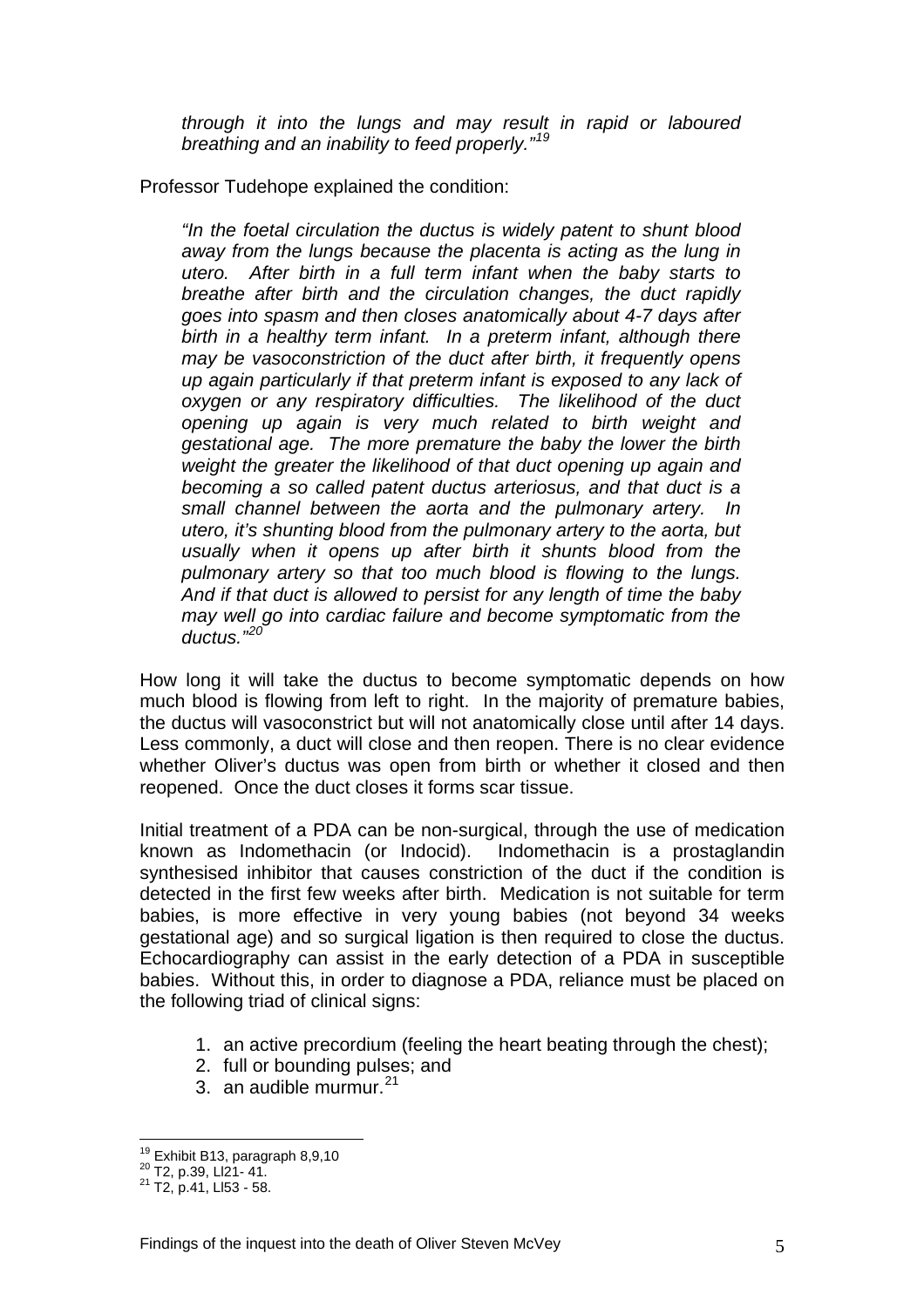*through it into the lungs and may result in rapid or laboured breathing and an inability to feed properly."*[19]

Professor Tudehope explained the condition:

> *"In the foetal circulation the ductus is widely patent to shunt blood away from the lungs because the placenta is acting as the lung in utero. After birth in a full term infant when the baby starts to breathe after birth and the circulation changes, the duct rapidly goes into spasm and then closes anatomically about 4-7 days after birth in a healthy term infant. In a preterm infant, although there may be vasoconstriction of the duct after birth, it frequently opens up again particularly if that preterm infant is exposed to any lack of oxygen or any respiratory difficulties. The likelihood of the duct opening up again is very much related to birth weight and gestational age. The more premature the baby the lower the birth weight the greater the likelihood of that duct opening up again and becoming a so called patent ductus arteriosus, and that duct is a small channel between the aorta and the pulmonary artery. In utero, it's shunting blood from the pulmonary artery to the aorta, but usually when it opens up after birth it shunts blood from the pulmonary artery so that too much blood is flowing to the lungs. And if that duct is allowed to persist for any length of time the baby may well go into cardiac failure and become symptomatic from the ductus."*[20]

How long it will take the ductus to become symptomatic depends on how much blood is flowing from left to right. In the majority of premature babies, the ductus will vasoconstrict but will not anatomically close until after 14 days. Less commonly, a duct will close and then reopen. There is no clear evidence whether Oliver's ductus was open from birth or whether it closed and then reopened. Once the duct closes it forms scar tissue.

Initial treatment of a PDA can be non-surgical, through the use of medication known as Indomethacin (or Indocid). Indomethacin is a prostaglandin synthesised inhibitor that causes constriction of the duct if the condition is detected in the first few weeks after birth. Medication is not suitable for term babies, is more effective in very young babies (not beyond 34 weeks gestational age) and so surgical ligation is then required to close the ductus. Echocardiography can assist in the early detection of a PDA in susceptible babies. Without this, in order to diagnose a PDA, reliance must be placed on the following triad of clinical signs:

1. an active precordium (feeling the heart beating through the chest);
2. full or bounding pulses; and
3. an audible murmur.[21]

---

[19] Exhibit B13, paragraph 8,9,10

[20] T2, p.39, Ll21- 41.

[21] T2, p.41, Ll53 - 58.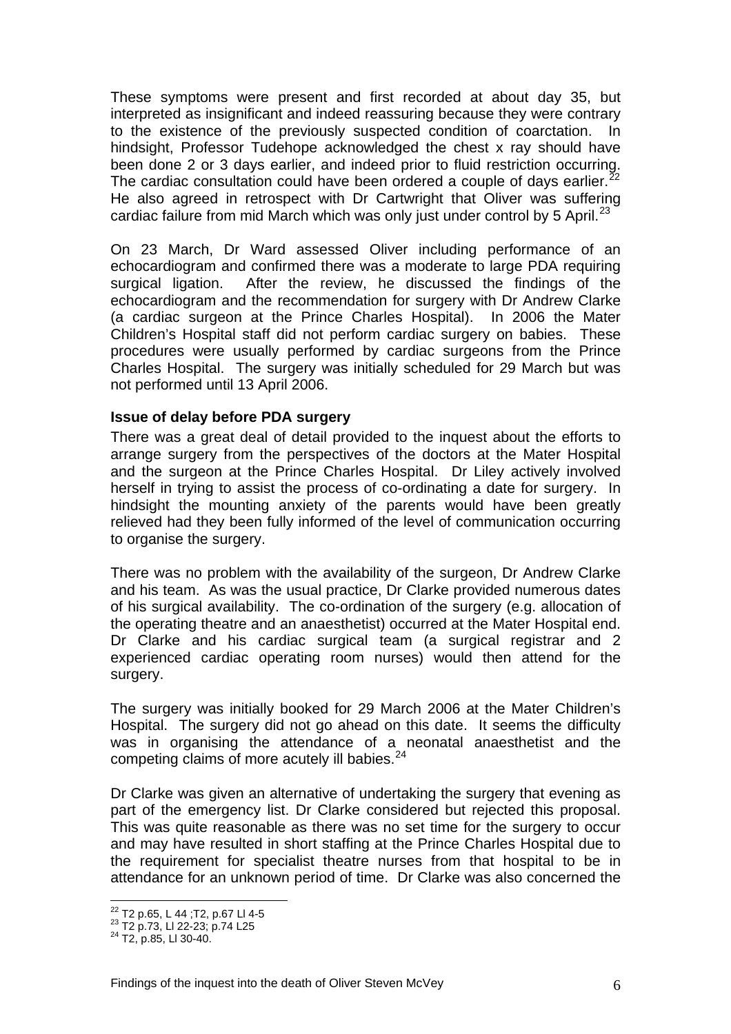These symptoms were present and first recorded at about day 35, but interpreted as insignificant and indeed reassuring because they were contrary to the existence of the previously suspected condition of coarctation. In hindsight, Professor Tudehope acknowledged the chest x ray should have been done 2 or 3 days earlier, and indeed prior to fluid restriction occurring. The cardiac consultation could have been ordered a couple of days earlier.[22] He also agreed in retrospect with Dr Cartwright that Oliver was suffering cardiac failure from mid March which was only just under control by 5 April.[23]

On 23 March, Dr Ward assessed Oliver including performance of an echocardiogram and confirmed there was a moderate to large PDA requiring surgical ligation. After the review, he discussed the findings of the echocardiogram and the recommendation for surgery with Dr Andrew Clarke (a cardiac surgeon at the Prince Charles Hospital). In 2006 the Mater Children's Hospital staff did not perform cardiac surgery on babies. These procedures were usually performed by cardiac surgeons from the Prince Charles Hospital. The surgery was initially scheduled for 29 March but was not performed until 13 April 2006.

**Issue of delay before PDA surgery**

There was a great deal of detail provided to the inquest about the efforts to arrange surgery from the perspectives of the doctors at the Mater Hospital and the surgeon at the Prince Charles Hospital. Dr Liley actively involved herself in trying to assist the process of co-ordinating a date for surgery. In hindsight the mounting anxiety of the parents would have been greatly relieved had they been fully informed of the level of communication occurring to organise the surgery.

There was no problem with the availability of the surgeon, Dr Andrew Clarke and his team. As was the usual practice, Dr Clarke provided numerous dates of his surgical availability. The co-ordination of the surgery (e.g. allocation of the operating theatre and an anaesthetist) occurred at the Mater Hospital end. Dr Clarke and his cardiac surgical team (a surgical registrar and 2 experienced cardiac operating room nurses) would then attend for the surgery.

The surgery was initially booked for 29 March 2006 at the Mater Children's Hospital. The surgery did not go ahead on this date. It seems the difficulty was in organising the attendance of a neonatal anaesthetist and the competing claims of more acutely ill babies.[24]

Dr Clarke was given an alternative of undertaking the surgery that evening as part of the emergency list. Dr Clarke considered but rejected this proposal. This was quite reasonable as there was no set time for the surgery to occur and may have resulted in short staffing at the Prince Charles Hospital due to the requirement for specialist theatre nurses from that hospital to be in attendance for an unknown period of time. Dr Clarke was also concerned the

[22] T2 p.65, L 44 ;T2, p.67 Ll 4-5
[23] T2 p.73, Ll 22-23; p.74 L25
[24] T2, p.85, Ll 30-40.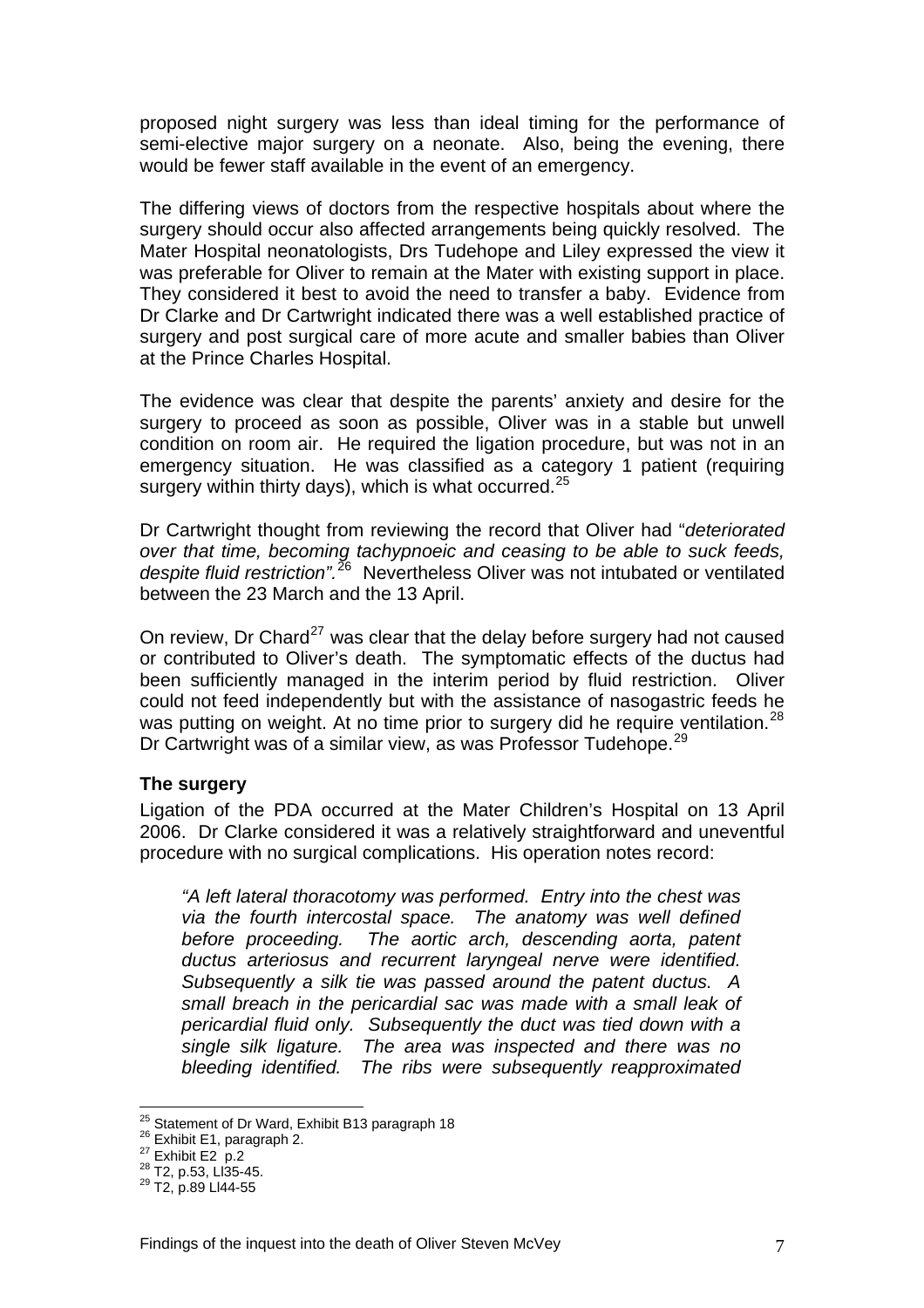proposed night surgery was less than ideal timing for the performance of semi-elective major surgery on a neonate. Also, being the evening, there would be fewer staff available in the event of an emergency.

The differing views of doctors from the respective hospitals about where the surgery should occur also affected arrangements being quickly resolved. The Mater Hospital neonatologists, Drs Tudehope and Liley expressed the view it was preferable for Oliver to remain at the Mater with existing support in place. They considered it best to avoid the need to transfer a baby. Evidence from Dr Clarke and Dr Cartwright indicated there was a well established practice of surgery and post surgical care of more acute and smaller babies than Oliver at the Prince Charles Hospital.

The evidence was clear that despite the parents' anxiety and desire for the surgery to proceed as soon as possible, Oliver was in a stable but unwell condition on room air. He required the ligation procedure, but was not in an emergency situation. He was classified as a category 1 patient (requiring surgery within thirty days), which is what occurred.[25]

Dr Cartwright thought from reviewing the record that Oliver had "*deteriorated over that time, becoming tachypnoeic and ceasing to be able to suck feeds, despite fluid restriction".*[26] Nevertheless Oliver was not intubated or ventilated between the 23 March and the 13 April.

On review, Dr Chard[27] was clear that the delay before surgery had not caused or contributed to Oliver's death. The symptomatic effects of the ductus had been sufficiently managed in the interim period by fluid restriction. Oliver could not feed independently but with the assistance of nasogastric feeds he was putting on weight. At no time prior to surgery did he require ventilation.[28] Dr Cartwright was of a similar view, as was Professor Tudehope.[29]

### The surgery

Ligation of the PDA occurred at the Mater Children's Hospital on 13 April 2006. Dr Clarke considered it was a relatively straightforward and uneventful procedure with no surgical complications. His operation notes record:

> *"A left lateral thoracotomy was performed. Entry into the chest was via the fourth intercostal space. The anatomy was well defined before proceeding. The aortic arch, descending aorta, patent ductus arteriosus and recurrent laryngeal nerve were identified. Subsequently a silk tie was passed around the patent ductus. A small breach in the pericardial sac was made with a small leak of pericardial fluid only. Subsequently the duct was tied down with a single silk ligature. The area was inspected and there was no bleeding identified. The ribs were subsequently reapproximated*

---

[25] Statement of Dr Ward, Exhibit B13 paragraph 18
[26] Exhibit E1, paragraph 2.
[27] Exhibit E2 p.2
[28] T2, p.53, Ll35-45.
[29] T2, p.89 Ll44-55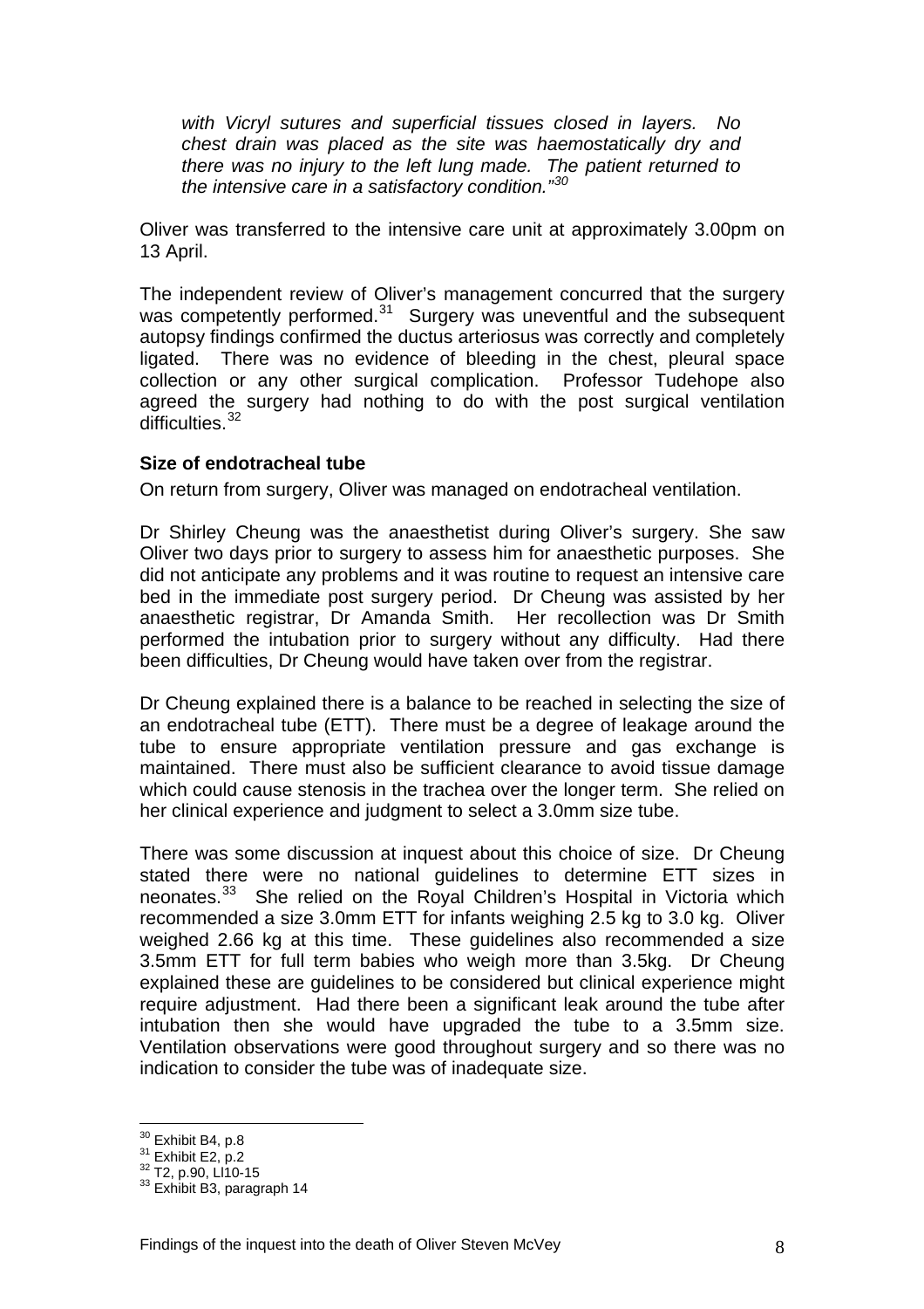*with Vicryl sutures and superficial tissues closed in layers. No chest drain was placed as the site was haemostatically dry and there was no injury to the left lung made. The patient returned to the intensive care in a satisfactory condition."*[30]

Oliver was transferred to the intensive care unit at approximately 3.00pm on 13 April.

The independent review of Oliver's management concurred that the surgery was competently performed.[31] Surgery was uneventful and the subsequent autopsy findings confirmed the ductus arteriosus was correctly and completely ligated. There was no evidence of bleeding in the chest, pleural space collection or any other surgical complication. Professor Tudehope also agreed the surgery had nothing to do with the post surgical ventilation difficulties.[32]

**Size of endotracheal tube**

On return from surgery, Oliver was managed on endotracheal ventilation.

Dr Shirley Cheung was the anaesthetist during Oliver's surgery. She saw Oliver two days prior to surgery to assess him for anaesthetic purposes. She did not anticipate any problems and it was routine to request an intensive care bed in the immediate post surgery period. Dr Cheung was assisted by her anaesthetic registrar, Dr Amanda Smith. Her recollection was Dr Smith performed the intubation prior to surgery without any difficulty. Had there been difficulties, Dr Cheung would have taken over from the registrar.

Dr Cheung explained there is a balance to be reached in selecting the size of an endotracheal tube (ETT). There must be a degree of leakage around the tube to ensure appropriate ventilation pressure and gas exchange is maintained. There must also be sufficient clearance to avoid tissue damage which could cause stenosis in the trachea over the longer term. She relied on her clinical experience and judgment to select a 3.0mm size tube.

There was some discussion at inquest about this choice of size. Dr Cheung stated there were no national guidelines to determine ETT sizes in neonates.[33] She relied on the Royal Children's Hospital in Victoria which recommended a size 3.0mm ETT for infants weighing 2.5 kg to 3.0 kg. Oliver weighed 2.66 kg at this time. These guidelines also recommended a size 3.5mm ETT for full term babies who weigh more than 3.5kg. Dr Cheung explained these are guidelines to be considered but clinical experience might require adjustment. Had there been a significant leak around the tube after intubation then she would have upgraded the tube to a 3.5mm size. Ventilation observations were good throughout surgery and so there was no indication to consider the tube was of inadequate size.

---

[30] Exhibit B4, p.8
[31] Exhibit E2, p.2
[32] T2, p.90, Ll10-15
[33] Exhibit B3, paragraph 14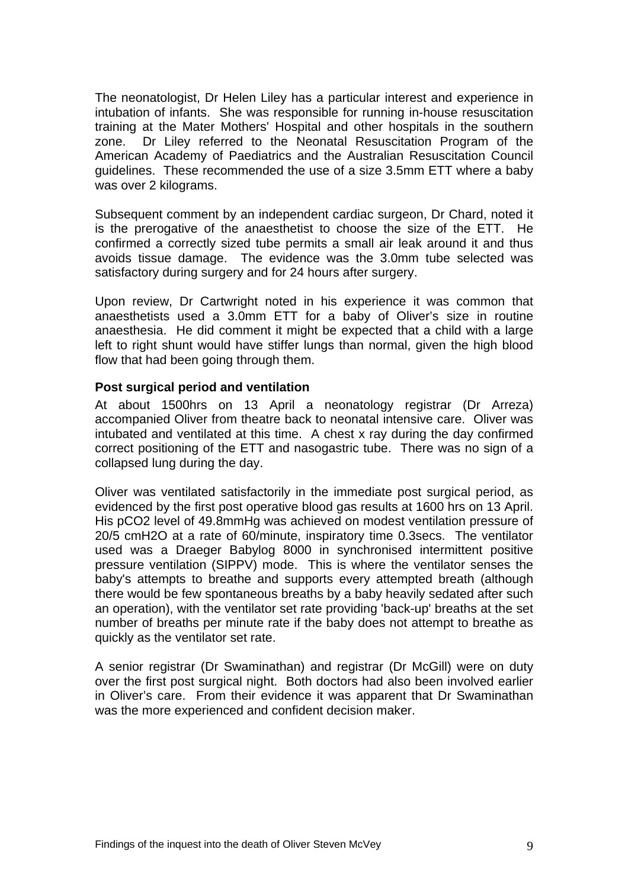The neonatologist, Dr Helen Liley has a particular interest and experience in intubation of infants. She was responsible for running in-house resuscitation training at the Mater Mothers' Hospital and other hospitals in the southern zone. Dr Liley referred to the Neonatal Resuscitation Program of the American Academy of Paediatrics and the Australian Resuscitation Council guidelines. These recommended the use of a size 3.5mm ETT where a baby was over 2 kilograms.

Subsequent comment by an independent cardiac surgeon, Dr Chard, noted it is the prerogative of the anaesthetist to choose the size of the ETT. He confirmed a correctly sized tube permits a small air leak around it and thus avoids tissue damage. The evidence was the 3.0mm tube selected was satisfactory during surgery and for 24 hours after surgery.

Upon review, Dr Cartwright noted in his experience it was common that anaesthetists used a 3.0mm ETT for a baby of Oliver's size in routine anaesthesia. He did comment it might be expected that a child with a large left to right shunt would have stiffer lungs than normal, given the high blood flow that had been going through them.

**Post surgical period and ventilation**

At about 1500hrs on 13 April a neonatology registrar (Dr Arreza) accompanied Oliver from theatre back to neonatal intensive care. Oliver was intubated and ventilated at this time. A chest x ray during the day confirmed correct positioning of the ETT and nasogastric tube. There was no sign of a collapsed lung during the day.

Oliver was ventilated satisfactorily in the immediate post surgical period, as evidenced by the first post operative blood gas results at 1600 hrs on 13 April. His pCO2 level of 49.8mmHg was achieved on modest ventilation pressure of 20/5 cmH2O at a rate of 60/minute, inspiratory time 0.3secs. The ventilator used was a Draeger Babylog 8000 in synchronised intermittent positive pressure ventilation (SIPPV) mode. This is where the ventilator senses the baby's attempts to breathe and supports every attempted breath (although there would be few spontaneous breaths by a baby heavily sedated after such an operation), with the ventilator set rate providing 'back-up' breaths at the set number of breaths per minute rate if the baby does not attempt to breathe as quickly as the ventilator set rate.

A senior registrar (Dr Swaminathan) and registrar (Dr McGill) were on duty over the first post surgical night. Both doctors had also been involved earlier in Oliver's care. From their evidence it was apparent that Dr Swaminathan was the more experienced and confident decision maker.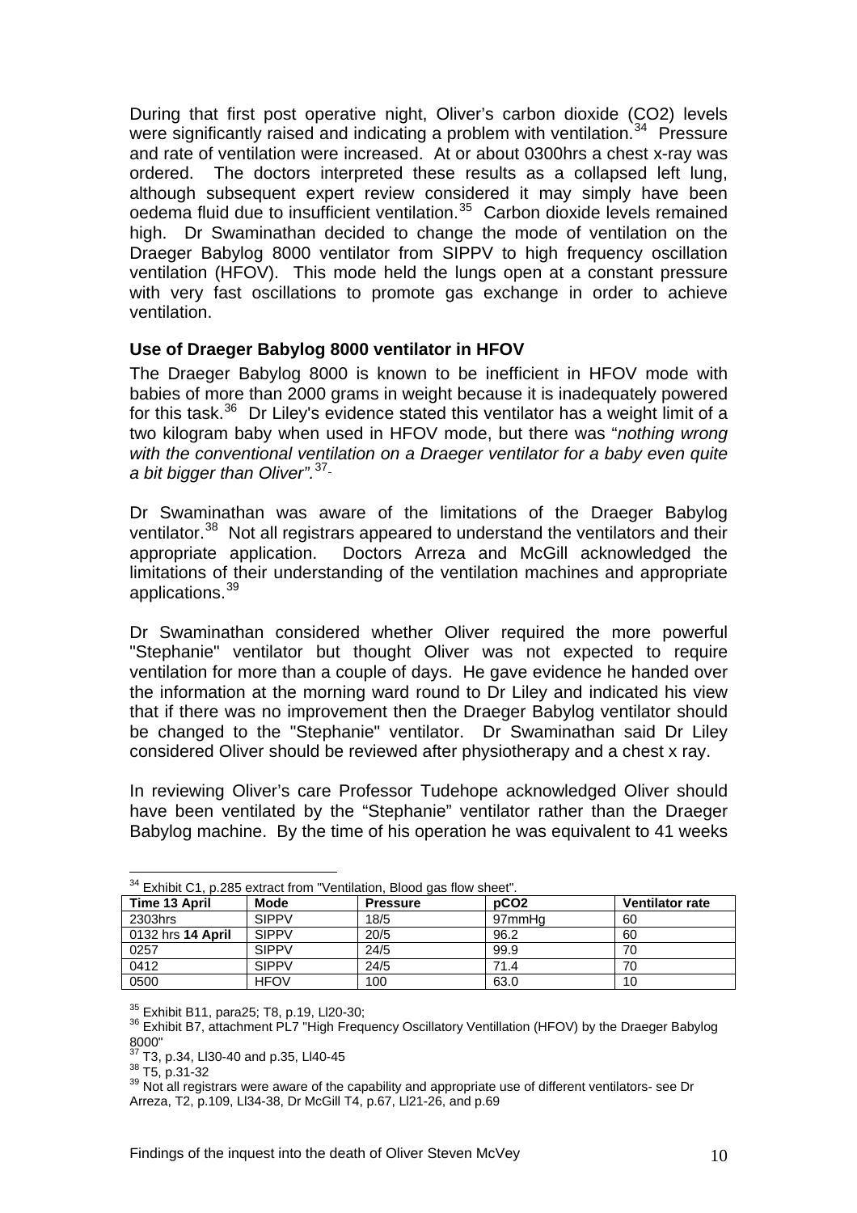During that first post operative night, Oliver's carbon dioxide ($CO_2$) levels were significantly raised and indicating a problem with ventilation.[34] Pressure and rate of ventilation were increased. At or about 0300hrs a chest x-ray was ordered. The doctors interpreted these results as a collapsed left lung, although subsequent expert review considered it may simply have been oedema fluid due to insufficient ventilation.[35] Carbon dioxide levels remained high. Dr Swaminathan decided to change the mode of ventilation on the Draeger Babylog 8000 ventilator from SIPPV to high frequency oscillation ventilation (HFOV). This mode held the lungs open at a constant pressure with very fast oscillations to promote gas exchange in order to achieve ventilation.

### Use of Draeger Babylog 8000 ventilator in HFOV

The Draeger Babylog 8000 is known to be inefficient in HFOV mode with babies of more than 2000 grams in weight because it is inadequately powered for this task.[36] Dr Liley's evidence stated this ventilator has a weight limit of a two kilogram baby when used in HFOV mode, but there was "*nothing wrong with the conventional ventilation on a Draeger ventilator for a baby even quite a bit bigger than Oliver".*[37]

Dr Swaminathan was aware of the limitations of the Draeger Babylog ventilator.[38] Not all registrars appeared to understand the ventilators and their appropriate application. Doctors Arreza and McGill acknowledged the limitations of their understanding of the ventilation machines and appropriate applications.[39]

Dr Swaminathan considered whether Oliver required the more powerful "Stephanie" ventilator but thought Oliver was not expected to require ventilation for more than a couple of days. He gave evidence he handed over the information at the morning ward round to Dr Liley and indicated his view that if there was no improvement then the Draeger Babylog ventilator should be changed to the "Stephanie" ventilator. Dr Swaminathan said Dr Liley considered Oliver should be reviewed after physiotherapy and a chest x ray.

In reviewing Oliver's care Professor Tudehope acknowledged Oliver should have been ventilated by the "Stephanie" ventilator rather than the Draeger Babylog machine. By the time of his operation he was equivalent to 41 weeks

---

[34] Exhibit C1, p.285 extract from "Ventilation, Blood gas flow sheet".

| Time 13 April | Mode | Pressure | pCO2 | Ventilator rate |
|---|---|---|---|---|
| 2303hrs | SIPPV | 18/5 | 97mmHg | 60 |
| 0132 hrs **14 April** | SIPPV | 20/5 | 96.2 | 60 |
| 0257 | SIPPV | 24/5 | 99.9 | 70 |
| 0412 | SIPPV | 24/5 | 71.4 | 70 |
| 0500 | HFOV | 100 | 63.0 | 10 |

[35] Exhibit B11, para25; T8, p.19, Ll20-30;

[36] Exhibit B7, attachment PL7 "High Frequency Oscillatory Ventillation (HFOV) by the Draeger Babylog 8000"

[37] T3, p.34, Ll30-40 and p.35, Ll40-45

[38] T5, p.31-32

[39] Not all registrars were aware of the capability and appropriate use of different ventilators- see Dr Arreza, T2, p.109, Ll34-38, Dr McGill T4, p.67, Ll21-26, and p.69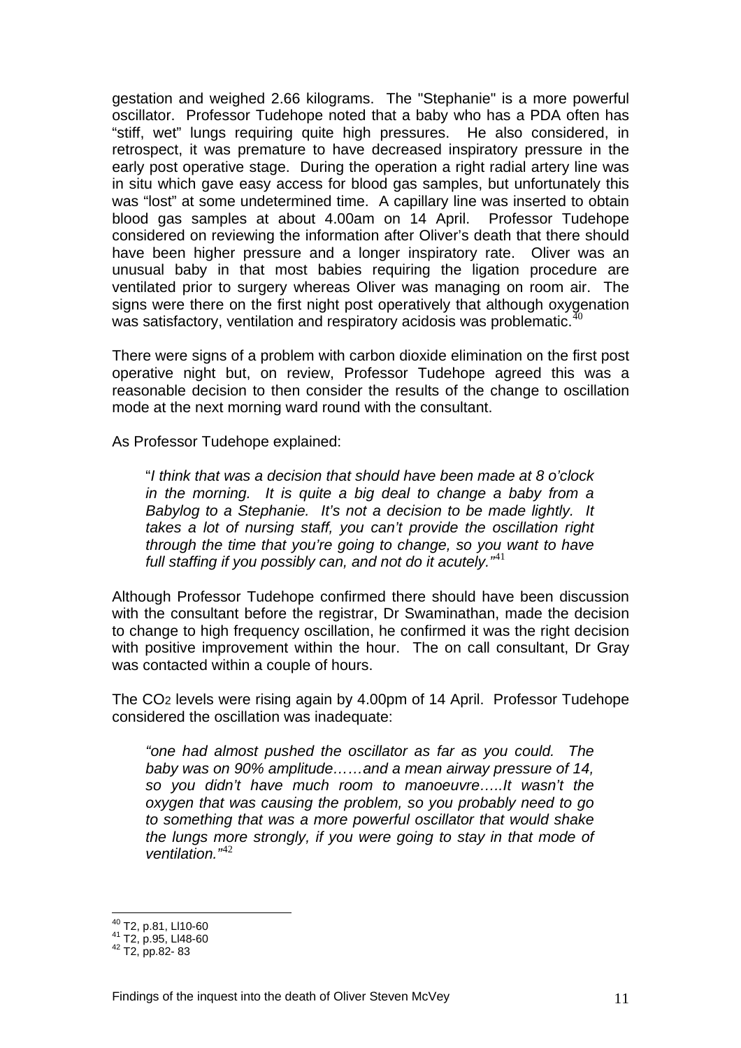gestation and weighed 2.66 kilograms. The "Stephanie" is a more powerful oscillator. Professor Tudehope noted that a baby who has a PDA often has "stiff, wet" lungs requiring quite high pressures. He also considered, in retrospect, it was premature to have decreased inspiratory pressure in the early post operative stage. During the operation a right radial artery line was in situ which gave easy access for blood gas samples, but unfortunately this was "lost" at some undetermined time. A capillary line was inserted to obtain blood gas samples at about 4.00am on 14 April. Professor Tudehope considered on reviewing the information after Oliver's death that there should have been higher pressure and a longer inspiratory rate. Oliver was an unusual baby in that most babies requiring the ligation procedure are ventilated prior to surgery whereas Oliver was managing on room air. The signs were there on the first night post operatively that although oxygenation was satisfactory, ventilation and respiratory acidosis was problematic.[40]

There were signs of a problem with carbon dioxide elimination on the first post operative night but, on review, Professor Tudehope agreed this was a reasonable decision to then consider the results of the change to oscillation mode at the next morning ward round with the consultant.

As Professor Tudehope explained:

> "*I think that was a decision that should have been made at 8 o'clock in the morning. It is quite a big deal to change a baby from a Babylog to a Stephanie. It's not a decision to be made lightly. It takes a lot of nursing staff, you can't provide the oscillation right through the time that you're going to change, so you want to have full staffing if you possibly can, and not do it acutely.*"[41]

Although Professor Tudehope confirmed there should have been discussion with the consultant before the registrar, Dr Swaminathan, made the decision to change to high frequency oscillation, he confirmed it was the right decision with positive improvement within the hour. The on call consultant, Dr Gray was contacted within a couple of hours.

The $CO_2$ levels were rising again by 4.00pm of 14 April. Professor Tudehope considered the oscillation was inadequate:

> *"one had almost pushed the oscillator as far as you could. The baby was on 90% amplitude……and a mean airway pressure of 14, so you didn't have much room to manoeuvre…..It wasn't the oxygen that was causing the problem, so you probably need to go to something that was a more powerful oscillator that would shake the lungs more strongly, if you were going to stay in that mode of ventilation."*[42]

---

[40] T2, p.81, Ll10-60
[41] T2, p.95, Ll48-60
[42] T2, pp.82- 83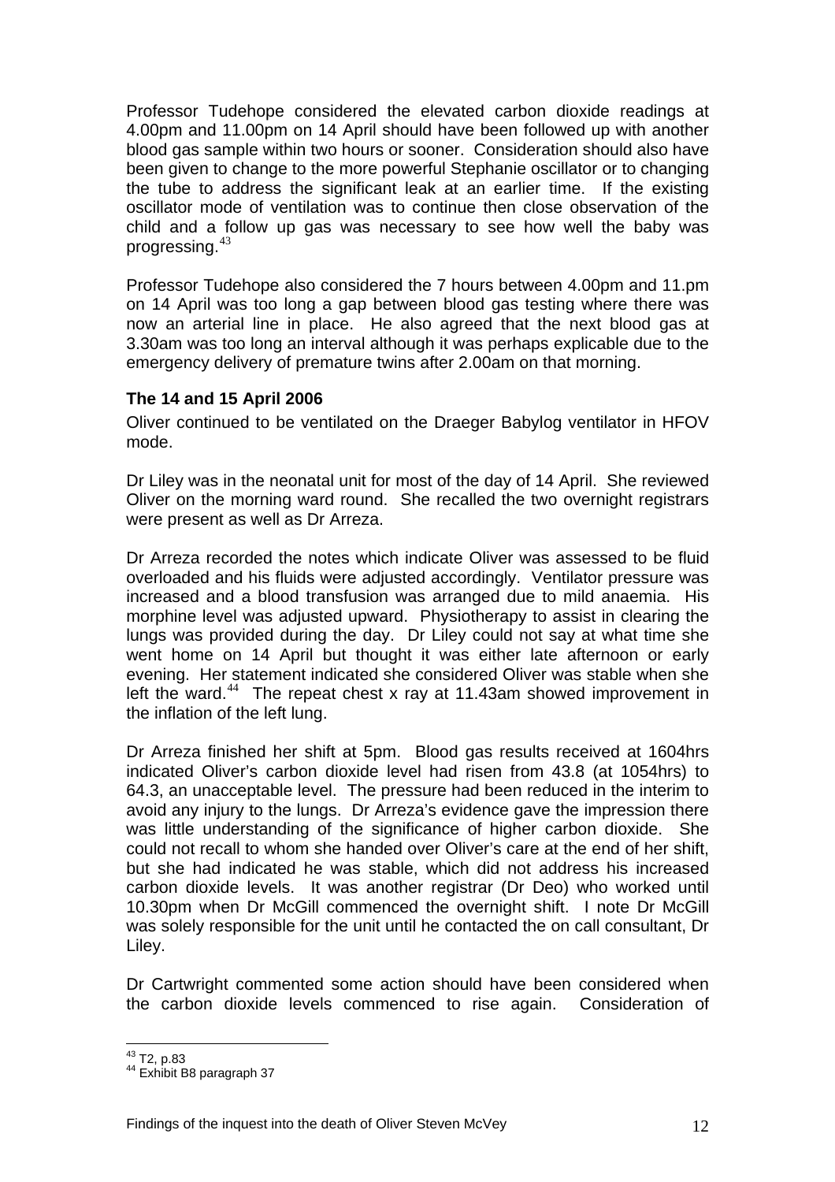Professor Tudehope considered the elevated carbon dioxide readings at 4.00pm and 11.00pm on 14 April should have been followed up with another blood gas sample within two hours or sooner. Consideration should also have been given to change to the more powerful Stephanie oscillator or to changing the tube to address the significant leak at an earlier time. If the existing oscillator mode of ventilation was to continue then close observation of the child and a follow up gas was necessary to see how well the baby was progressing.[43]

Professor Tudehope also considered the 7 hours between 4.00pm and 11.pm on 14 April was too long a gap between blood gas testing where there was now an arterial line in place. He also agreed that the next blood gas at 3.30am was too long an interval although it was perhaps explicable due to the emergency delivery of premature twins after 2.00am on that morning.

**The 14 and 15 April 2006**

Oliver continued to be ventilated on the Draeger Babylog ventilator in HFOV mode.

Dr Liley was in the neonatal unit for most of the day of 14 April. She reviewed Oliver on the morning ward round. She recalled the two overnight registrars were present as well as Dr Arreza.

Dr Arreza recorded the notes which indicate Oliver was assessed to be fluid overloaded and his fluids were adjusted accordingly. Ventilator pressure was increased and a blood transfusion was arranged due to mild anaemia. His morphine level was adjusted upward. Physiotherapy to assist in clearing the lungs was provided during the day. Dr Liley could not say at what time she went home on 14 April but thought it was either late afternoon or early evening. Her statement indicated she considered Oliver was stable when she left the ward.[44] The repeat chest x ray at 11.43am showed improvement in the inflation of the left lung.

Dr Arreza finished her shift at 5pm. Blood gas results received at 1604hrs indicated Oliver's carbon dioxide level had risen from 43.8 (at 1054hrs) to 64.3, an unacceptable level. The pressure had been reduced in the interim to avoid any injury to the lungs. Dr Arreza's evidence gave the impression there was little understanding of the significance of higher carbon dioxide. She could not recall to whom she handed over Oliver's care at the end of her shift, but she had indicated he was stable, which did not address his increased carbon dioxide levels. It was another registrar (Dr Deo) who worked until 10.30pm when Dr McGill commenced the overnight shift. I note Dr McGill was solely responsible for the unit until he contacted the on call consultant, Dr Liley.

Dr Cartwright commented some action should have been considered when the carbon dioxide levels commenced to rise again. Consideration of

[43] T2, p.83
[44] Exhibit B8 paragraph 37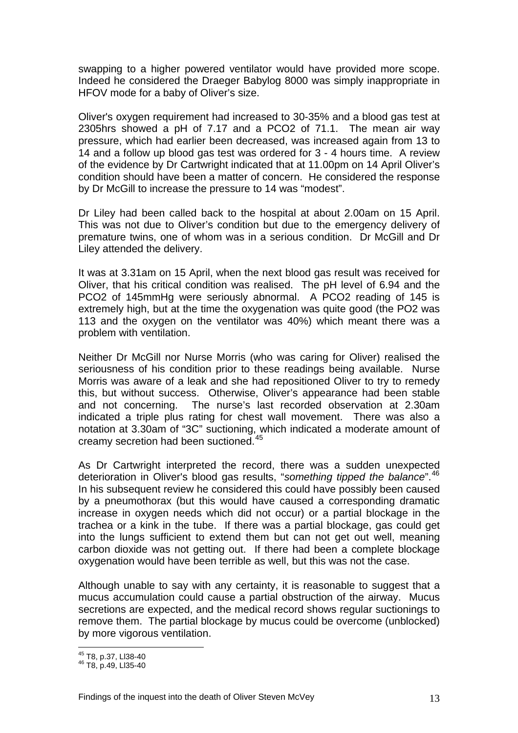swapping to a higher powered ventilator would have provided more scope. Indeed he considered the Draeger Babylog 8000 was simply inappropriate in HFOV mode for a baby of Oliver's size.

Oliver's oxygen requirement had increased to 30-35% and a blood gas test at 2305hrs showed a pH of 7.17 and a PCO2 of 71.1. The mean air way pressure, which had earlier been decreased, was increased again from 13 to 14 and a follow up blood gas test was ordered for 3 - 4 hours time. A review of the evidence by Dr Cartwright indicated that at 11.00pm on 14 April Oliver's condition should have been a matter of concern. He considered the response by Dr McGill to increase the pressure to 14 was "modest".

Dr Liley had been called back to the hospital at about 2.00am on 15 April. This was not due to Oliver's condition but due to the emergency delivery of premature twins, one of whom was in a serious condition. Dr McGill and Dr Liley attended the delivery.

It was at 3.31am on 15 April, when the next blood gas result was received for Oliver, that his critical condition was realised. The pH level of 6.94 and the PCO2 of 145mmHg were seriously abnormal. A PCO2 reading of 145 is extremely high, but at the time the oxygenation was quite good (the PO2 was 113 and the oxygen on the ventilator was 40%) which meant there was a problem with ventilation.

Neither Dr McGill nor Nurse Morris (who was caring for Oliver) realised the seriousness of his condition prior to these readings being available. Nurse Morris was aware of a leak and she had repositioned Oliver to try to remedy this, but without success. Otherwise, Oliver's appearance had been stable and not concerning. The nurse's last recorded observation at 2.30am indicated a triple plus rating for chest wall movement. There was also a notation at 3.30am of "3C" suctioning, which indicated a moderate amount of creamy secretion had been suctioned.[45]

As Dr Cartwright interpreted the record, there was a sudden unexpected deterioration in Oliver's blood gas results, "*something tipped the balance*".[46] In his subsequent review he considered this could have possibly been caused by a pneumothorax (but this would have caused a corresponding dramatic increase in oxygen needs which did not occur) or a partial blockage in the trachea or a kink in the tube. If there was a partial blockage, gas could get into the lungs sufficient to extend them but can not get out well, meaning carbon dioxide was not getting out. If there had been a complete blockage oxygenation would have been terrible as well, but this was not the case.

Although unable to say with any certainty, it is reasonable to suggest that a mucus accumulation could cause a partial obstruction of the airway. Mucus secretions are expected, and the medical record shows regular suctionings to remove them. The partial blockage by mucus could be overcome (unblocked) by more vigorous ventilation.

---

[45] T8, p.37, Ll38-40
[46] T8, p.49, Ll35-40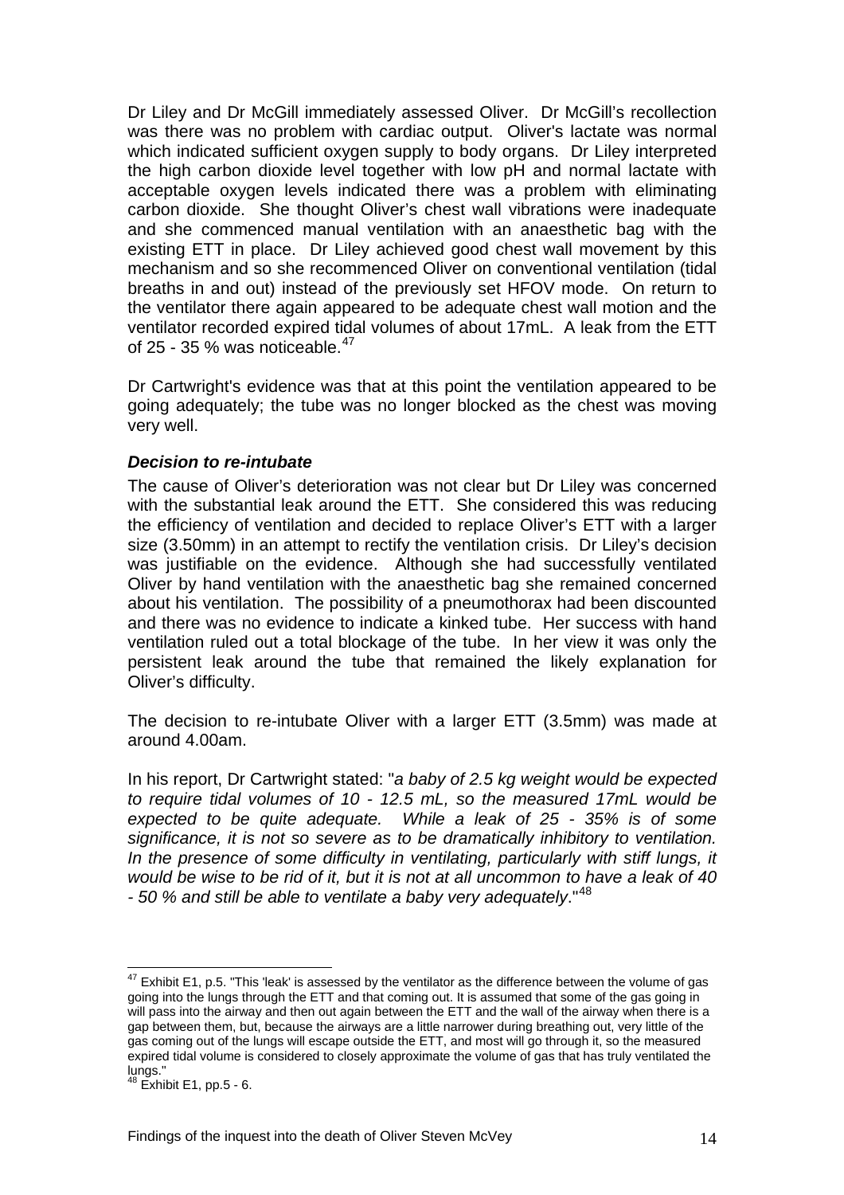Dr Liley and Dr McGill immediately assessed Oliver. Dr McGill's recollection was there was no problem with cardiac output. Oliver's lactate was normal which indicated sufficient oxygen supply to body organs. Dr Liley interpreted the high carbon dioxide level together with low pH and normal lactate with acceptable oxygen levels indicated there was a problem with eliminating carbon dioxide. She thought Oliver's chest wall vibrations were inadequate and she commenced manual ventilation with an anaesthetic bag with the existing ETT in place. Dr Liley achieved good chest wall movement by this mechanism and so she recommenced Oliver on conventional ventilation (tidal breaths in and out) instead of the previously set HFOV mode. On return to the ventilator there again appeared to be adequate chest wall motion and the ventilator recorded expired tidal volumes of about 17mL. A leak from the ETT of 25 - 35 % was noticeable.[47]

Dr Cartwright's evidence was that at this point the ventilation appeared to be going adequately; the tube was no longer blocked as the chest was moving very well.

### *Decision to re-intubate*

The cause of Oliver's deterioration was not clear but Dr Liley was concerned with the substantial leak around the ETT. She considered this was reducing the efficiency of ventilation and decided to replace Oliver's ETT with a larger size (3.50mm) in an attempt to rectify the ventilation crisis. Dr Liley's decision was justifiable on the evidence. Although she had successfully ventilated Oliver by hand ventilation with the anaesthetic bag she remained concerned about his ventilation. The possibility of a pneumothorax had been discounted and there was no evidence to indicate a kinked tube. Her success with hand ventilation ruled out a total blockage of the tube. In her view it was only the persistent leak around the tube that remained the likely explanation for Oliver's difficulty.

The decision to re-intubate Oliver with a larger ETT (3.5mm) was made at around 4.00am.

In his report, Dr Cartwright stated: "*a baby of 2.5 kg weight would be expected to require tidal volumes of 10 - 12.5 mL, so the measured 17mL would be expected to be quite adequate. While a leak of 25 - 35% is of some significance, it is not so severe as to be dramatically inhibitory to ventilation. In the presence of some difficulty in ventilating, particularly with stiff lungs, it would be wise to be rid of it, but it is not at all uncommon to have a leak of 40 - 50 % and still be able to ventilate a baby very adequately*."[48]

---

[47] Exhibit E1, p.5. "This 'leak' is assessed by the ventilator as the difference between the volume of gas going into the lungs through the ETT and that coming out. It is assumed that some of the gas going in will pass into the airway and then out again between the ETT and the wall of the airway when there is a gap between them, but, because the airways are a little narrower during breathing out, very little of the gas coming out of the lungs will escape outside the ETT, and most will go through it, so the measured expired tidal volume is considered to closely approximate the volume of gas that has truly ventilated the lungs."

[48] Exhibit E1, pp.5 - 6.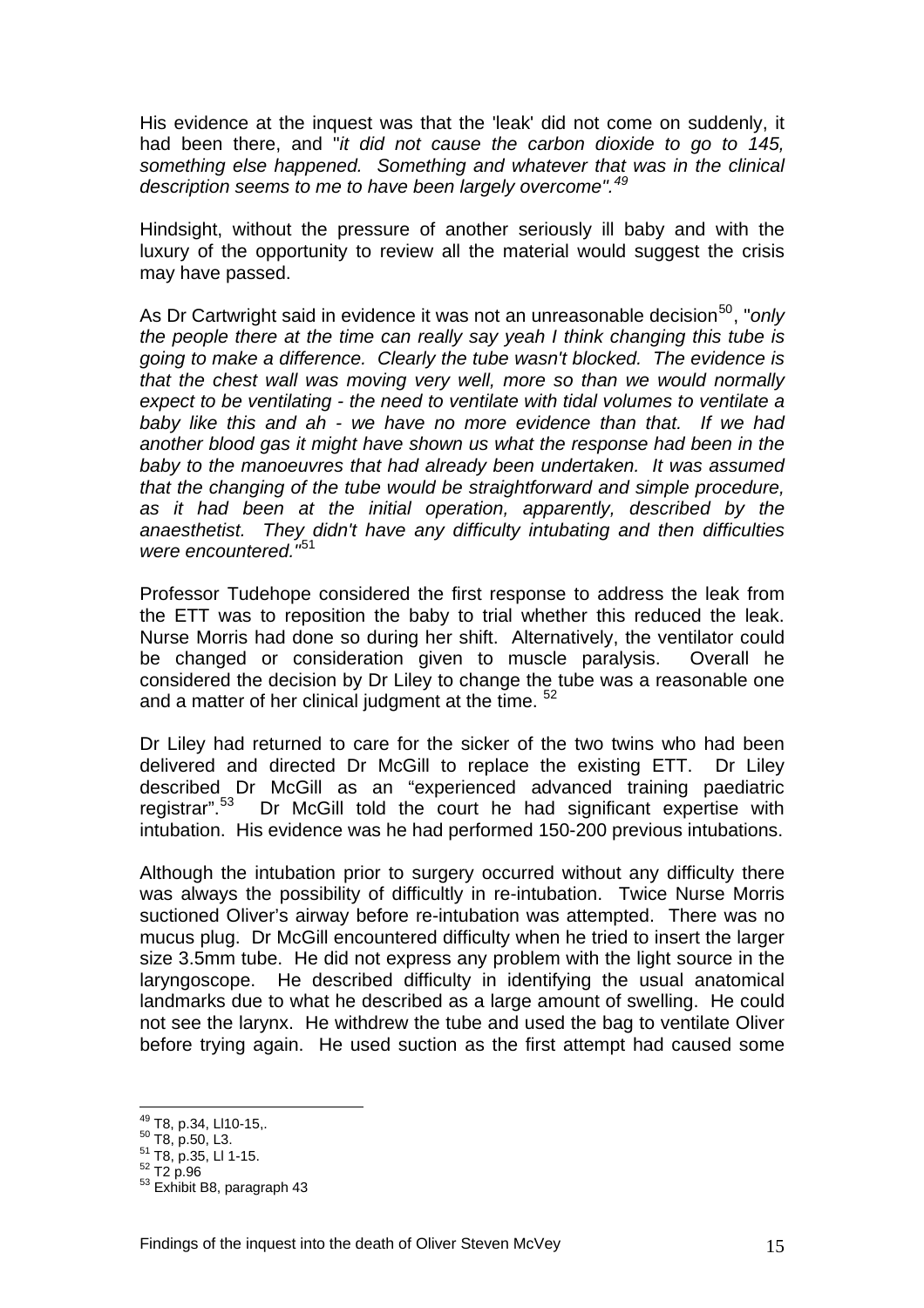His evidence at the inquest was that the 'leak' did not come on suddenly, it had been there, and "*it did not cause the carbon dioxide to go to 145, something else happened. Something and whatever that was in the clinical description seems to me to have been largely overcome".*[49]

Hindsight, without the pressure of another seriously ill baby and with the luxury of the opportunity to review all the material would suggest the crisis may have passed.

As Dr Cartwright said in evidence it was not an unreasonable decision[50], "*only the people there at the time can really say yeah I think changing this tube is going to make a difference. Clearly the tube wasn't blocked. The evidence is that the chest wall was moving very well, more so than we would normally expect to be ventilating - the need to ventilate with tidal volumes to ventilate a baby like this and ah - we have no more evidence than that. If we had another blood gas it might have shown us what the response had been in the baby to the manoeuvres that had already been undertaken. It was assumed that the changing of the tube would be straightforward and simple procedure, as it had been at the initial operation, apparently, described by the anaesthetist. They didn't have any difficulty intubating and then difficulties were encountered."*[51]

Professor Tudehope considered the first response to address the leak from the ETT was to reposition the baby to trial whether this reduced the leak. Nurse Morris had done so during her shift. Alternatively, the ventilator could be changed or consideration given to muscle paralysis. Overall he considered the decision by Dr Liley to change the tube was a reasonable one and a matter of her clinical judgment at the time. [52]

Dr Liley had returned to care for the sicker of the two twins who had been delivered and directed Dr McGill to replace the existing ETT. Dr Liley described Dr McGill as an "experienced advanced training paediatric registrar".[53] Dr McGill told the court he had significant expertise with intubation. His evidence was he had performed 150-200 previous intubations.

Although the intubation prior to surgery occurred without any difficulty there was always the possibility of difficultly in re-intubation. Twice Nurse Morris suctioned Oliver's airway before re-intubation was attempted. There was no mucus plug. Dr McGill encountered difficulty when he tried to insert the larger size 3.5mm tube. He did not express any problem with the light source in the laryngoscope. He described difficulty in identifying the usual anatomical landmarks due to what he described as a large amount of swelling. He could not see the larynx. He withdrew the tube and used the bag to ventilate Oliver before trying again. He used suction as the first attempt had caused some

---

[49] T8, p.34, Ll10-15,.
[50] T8, p.50, L3.
[51] T8, p.35, Ll 1-15.
[52] T2 p.96
[53] Exhibit B8, paragraph 43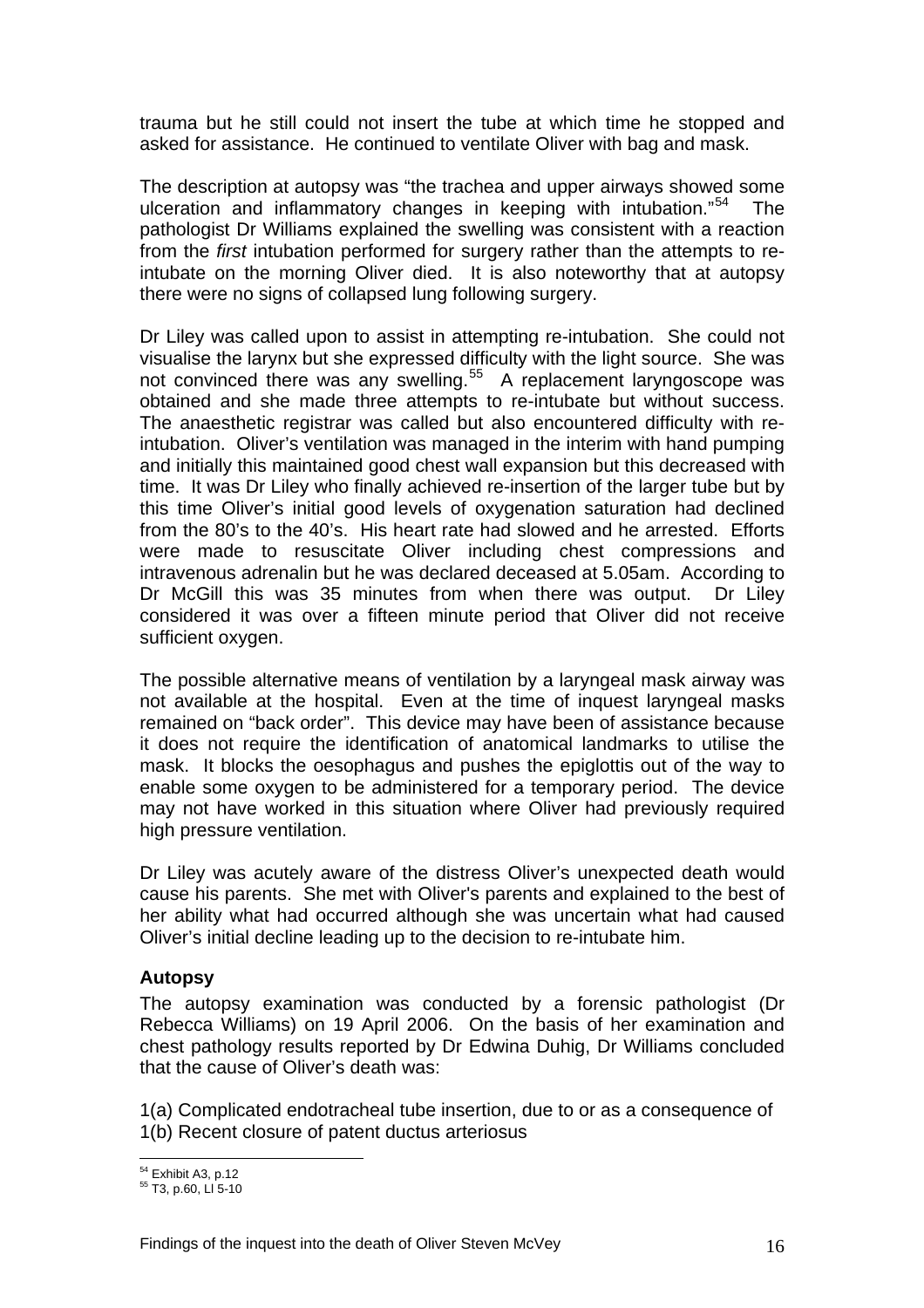trauma but he still could not insert the tube at which time he stopped and asked for assistance. He continued to ventilate Oliver with bag and mask.

The description at autopsy was "the trachea and upper airways showed some ulceration and inflammatory changes in keeping with intubation."[54] The pathologist Dr Williams explained the swelling was consistent with a reaction from the *first* intubation performed for surgery rather than the attempts to re-intubate on the morning Oliver died. It is also noteworthy that at autopsy there were no signs of collapsed lung following surgery.

Dr Liley was called upon to assist in attempting re-intubation. She could not visualise the larynx but she expressed difficulty with the light source. She was not convinced there was any swelling.[55] A replacement laryngoscope was obtained and she made three attempts to re-intubate but without success. The anaesthetic registrar was called but also encountered difficulty with re-intubation. Oliver's ventilation was managed in the interim with hand pumping and initially this maintained good chest wall expansion but this decreased with time. It was Dr Liley who finally achieved re-insertion of the larger tube but by this time Oliver's initial good levels of oxygenation saturation had declined from the 80's to the 40's. His heart rate had slowed and he arrested. Efforts were made to resuscitate Oliver including chest compressions and intravenous adrenalin but he was declared deceased at 5.05am. According to Dr McGill this was 35 minutes from when there was output. Dr Liley considered it was over a fifteen minute period that Oliver did not receive sufficient oxygen.

The possible alternative means of ventilation by a laryngeal mask airway was not available at the hospital. Even at the time of inquest laryngeal masks remained on "back order". This device may have been of assistance because it does not require the identification of anatomical landmarks to utilise the mask. It blocks the oesophagus and pushes the epiglottis out of the way to enable some oxygen to be administered for a temporary period. The device may not have worked in this situation where Oliver had previously required high pressure ventilation.

Dr Liley was acutely aware of the distress Oliver's unexpected death would cause his parents. She met with Oliver's parents and explained to the best of her ability what had occurred although she was uncertain what had caused Oliver's initial decline leading up to the decision to re-intubate him.

### Autopsy

The autopsy examination was conducted by a forensic pathologist (Dr Rebecca Williams) on 19 April 2006. On the basis of her examination and chest pathology results reported by Dr Edwina Duhig, Dr Williams concluded that the cause of Oliver's death was:

1(a) Complicated endotracheal tube insertion, due to or as a consequence of
1(b) Recent closure of patent ductus arteriosus

---

[54] Exhibit A3, p.12
[55] T3, p.60, Ll 5-10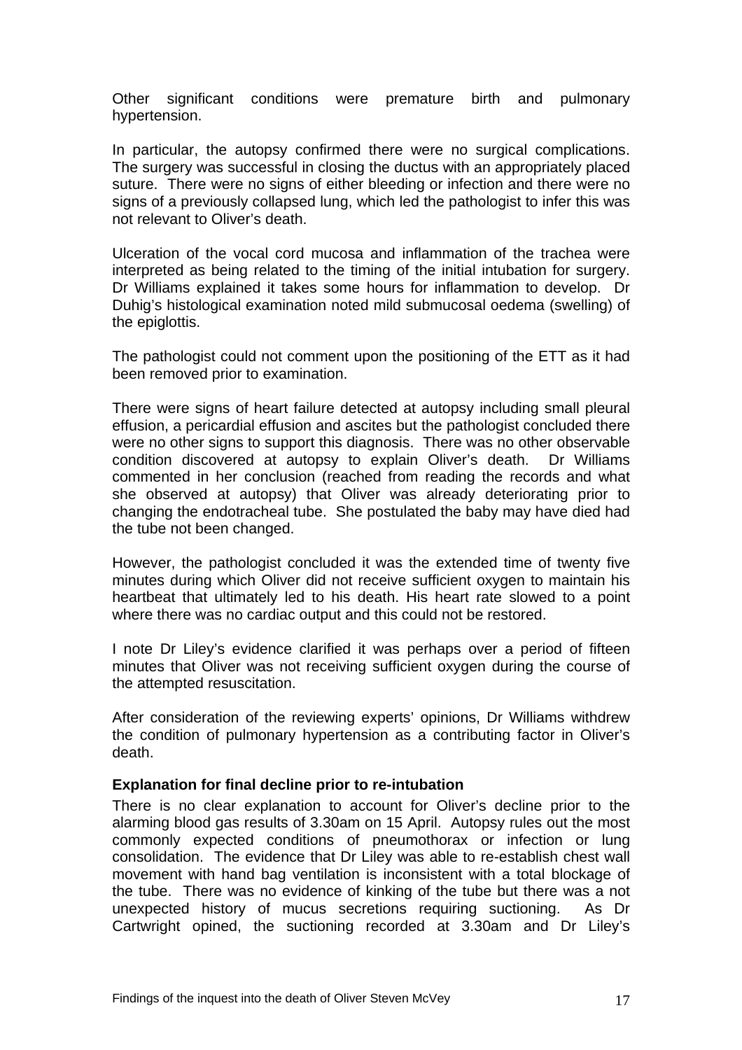Other significant conditions were premature birth and pulmonary hypertension.

In particular, the autopsy confirmed there were no surgical complications. The surgery was successful in closing the ductus with an appropriately placed suture. There were no signs of either bleeding or infection and there were no signs of a previously collapsed lung, which led the pathologist to infer this was not relevant to Oliver's death.

Ulceration of the vocal cord mucosa and inflammation of the trachea were interpreted as being related to the timing of the initial intubation for surgery. Dr Williams explained it takes some hours for inflammation to develop. Dr Duhig's histological examination noted mild submucosal oedema (swelling) of the epiglottis.

The pathologist could not comment upon the positioning of the ETT as it had been removed prior to examination.

There were signs of heart failure detected at autopsy including small pleural effusion, a pericardial effusion and ascites but the pathologist concluded there were no other signs to support this diagnosis. There was no other observable condition discovered at autopsy to explain Oliver's death. Dr Williams commented in her conclusion (reached from reading the records and what she observed at autopsy) that Oliver was already deteriorating prior to changing the endotracheal tube. She postulated the baby may have died had the tube not been changed.

However, the pathologist concluded it was the extended time of twenty five minutes during which Oliver did not receive sufficient oxygen to maintain his heartbeat that ultimately led to his death. His heart rate slowed to a point where there was no cardiac output and this could not be restored.

I note Dr Liley's evidence clarified it was perhaps over a period of fifteen minutes that Oliver was not receiving sufficient oxygen during the course of the attempted resuscitation.

After consideration of the reviewing experts' opinions, Dr Williams withdrew the condition of pulmonary hypertension as a contributing factor in Oliver's death.

**Explanation for final decline prior to re-intubation**

There is no clear explanation to account for Oliver's decline prior to the alarming blood gas results of 3.30am on 15 April. Autopsy rules out the most commonly expected conditions of pneumothorax or infection or lung consolidation. The evidence that Dr Liley was able to re-establish chest wall movement with hand bag ventilation is inconsistent with a total blockage of the tube. There was no evidence of kinking of the tube but there was a not unexpected history of mucus secretions requiring suctioning. As Dr Cartwright opined, the suctioning recorded at 3.30am and Dr Liley's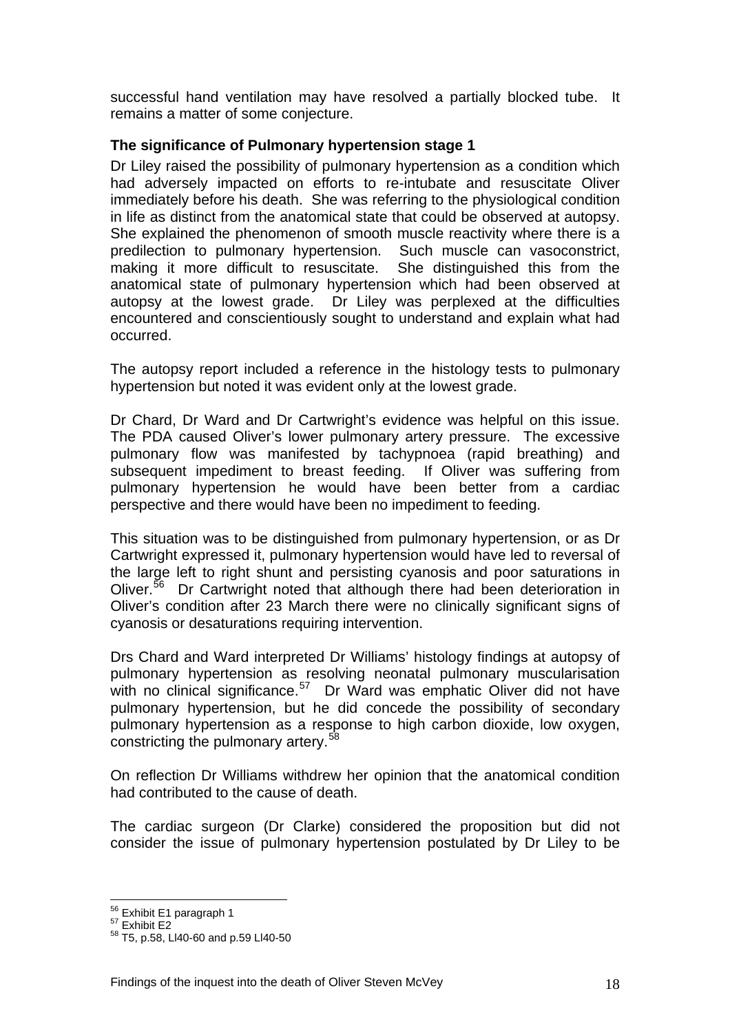successful hand ventilation may have resolved a partially blocked tube. It remains a matter of some conjecture.

**The significance of Pulmonary hypertension stage 1**

Dr Liley raised the possibility of pulmonary hypertension as a condition which had adversely impacted on efforts to re-intubate and resuscitate Oliver immediately before his death. She was referring to the physiological condition in life as distinct from the anatomical state that could be observed at autopsy. She explained the phenomenon of smooth muscle reactivity where there is a predilection to pulmonary hypertension. Such muscle can vasoconstrict, making it more difficult to resuscitate. She distinguished this from the anatomical state of pulmonary hypertension which had been observed at autopsy at the lowest grade. Dr Liley was perplexed at the difficulties encountered and conscientiously sought to understand and explain what had occurred.

The autopsy report included a reference in the histology tests to pulmonary hypertension but noted it was evident only at the lowest grade.

Dr Chard, Dr Ward and Dr Cartwright's evidence was helpful on this issue. The PDA caused Oliver's lower pulmonary artery pressure. The excessive pulmonary flow was manifested by tachypnoea (rapid breathing) and subsequent impediment to breast feeding. If Oliver was suffering from pulmonary hypertension he would have been better from a cardiac perspective and there would have been no impediment to feeding.

This situation was to be distinguished from pulmonary hypertension, or as Dr Cartwright expressed it, pulmonary hypertension would have led to reversal of the large left to right shunt and persisting cyanosis and poor saturations in Oliver.[56] Dr Cartwright noted that although there had been deterioration in Oliver's condition after 23 March there were no clinically significant signs of cyanosis or desaturations requiring intervention.

Drs Chard and Ward interpreted Dr Williams' histology findings at autopsy of pulmonary hypertension as resolving neonatal pulmonary muscularisation with no clinical significance.[57] Dr Ward was emphatic Oliver did not have pulmonary hypertension, but he did concede the possibility of secondary pulmonary hypertension as a response to high carbon dioxide, low oxygen, constricting the pulmonary artery.[58]

On reflection Dr Williams withdrew her opinion that the anatomical condition had contributed to the cause of death.

The cardiac surgeon (Dr Clarke) considered the proposition but did not consider the issue of pulmonary hypertension postulated by Dr Liley to be

---

[56] Exhibit E1 paragraph 1
[57] Exhibit E2
[58] T5, p.58, Ll40-60 and p.59 Ll40-50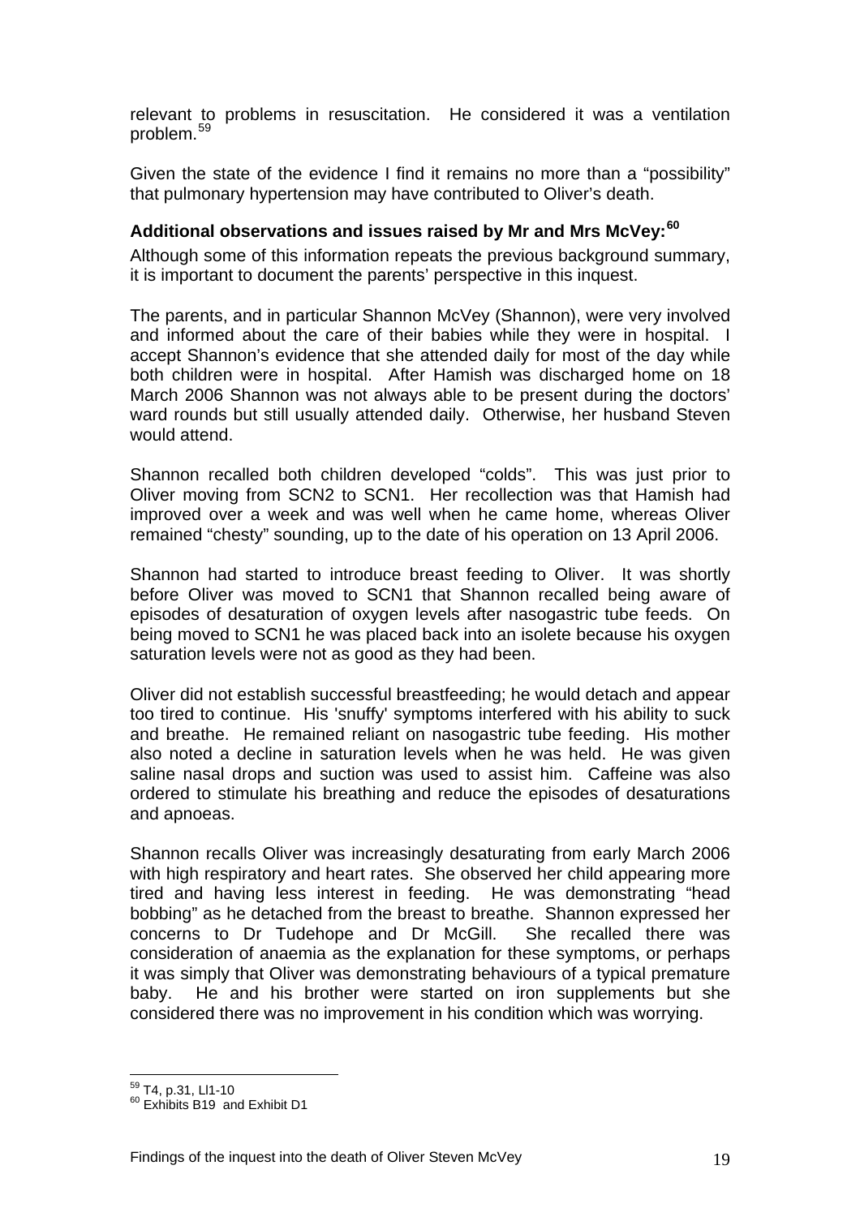relevant to problems in resuscitation. He considered it was a ventilation problem.[59]

Given the state of the evidence I find it remains no more than a "possibility" that pulmonary hypertension may have contributed to Oliver's death.

### Additional observations and issues raised by Mr and Mrs McVey:[60]

Although some of this information repeats the previous background summary, it is important to document the parents' perspective in this inquest.

The parents, and in particular Shannon McVey (Shannon), were very involved and informed about the care of their babies while they were in hospital. I accept Shannon's evidence that she attended daily for most of the day while both children were in hospital. After Hamish was discharged home on 18 March 2006 Shannon was not always able to be present during the doctors' ward rounds but still usually attended daily. Otherwise, her husband Steven would attend.

Shannon recalled both children developed "colds". This was just prior to Oliver moving from SCN2 to SCN1. Her recollection was that Hamish had improved over a week and was well when he came home, whereas Oliver remained "chesty" sounding, up to the date of his operation on 13 April 2006.

Shannon had started to introduce breast feeding to Oliver. It was shortly before Oliver was moved to SCN1 that Shannon recalled being aware of episodes of desaturation of oxygen levels after nasogastric tube feeds. On being moved to SCN1 he was placed back into an isolete because his oxygen saturation levels were not as good as they had been.

Oliver did not establish successful breastfeeding; he would detach and appear too tired to continue. His 'snuffy' symptoms interfered with his ability to suck and breathe. He remained reliant on nasogastric tube feeding. His mother also noted a decline in saturation levels when he was held. He was given saline nasal drops and suction was used to assist him. Caffeine was also ordered to stimulate his breathing and reduce the episodes of desaturations and apnoeas.

Shannon recalls Oliver was increasingly desaturating from early March 2006 with high respiratory and heart rates. She observed her child appearing more tired and having less interest in feeding. He was demonstrating "head bobbing" as he detached from the breast to breathe. Shannon expressed her concerns to Dr Tudehope and Dr McGill. She recalled there was consideration of anaemia as the explanation for these symptoms, or perhaps it was simply that Oliver was demonstrating behaviours of a typical premature baby. He and his brother were started on iron supplements but she considered there was no improvement in his condition which was worrying.

---

[59] T4, p.31, Ll1-10

[60] Exhibits B19 and Exhibit D1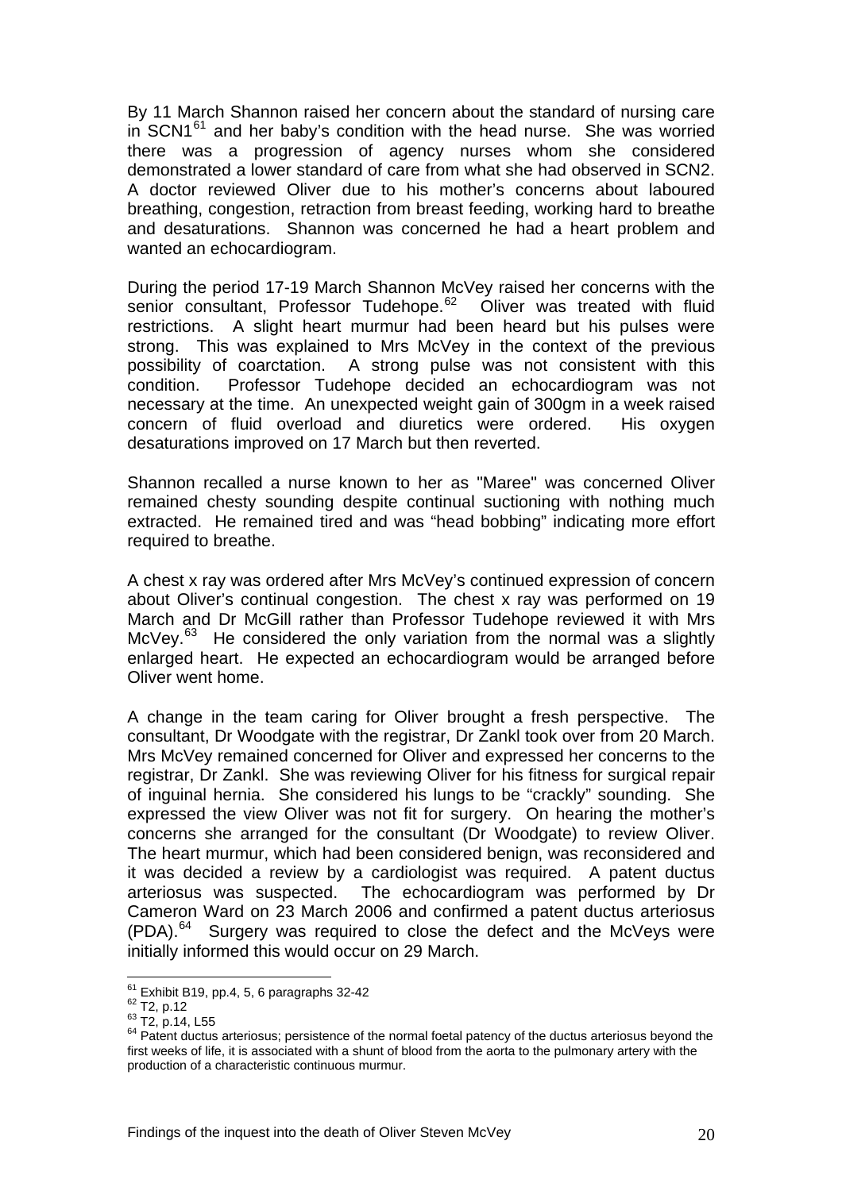By 11 March Shannon raised her concern about the standard of nursing care in SCN1[61] and her baby's condition with the head nurse. She was worried there was a progression of agency nurses whom she considered demonstrated a lower standard of care from what she had observed in SCN2. A doctor reviewed Oliver due to his mother's concerns about laboured breathing, congestion, retraction from breast feeding, working hard to breathe and desaturations. Shannon was concerned he had a heart problem and wanted an echocardiogram.

During the period 17-19 March Shannon McVey raised her concerns with the senior consultant, Professor Tudehope.[62] Oliver was treated with fluid restrictions. A slight heart murmur had been heard but his pulses were strong. This was explained to Mrs McVey in the context of the previous possibility of coarctation. A strong pulse was not consistent with this condition. Professor Tudehope decided an echocardiogram was not necessary at the time. An unexpected weight gain of 300gm in a week raised concern of fluid overload and diuretics were ordered. His oxygen desaturations improved on 17 March but then reverted.

Shannon recalled a nurse known to her as "Maree" was concerned Oliver remained chesty sounding despite continual suctioning with nothing much extracted. He remained tired and was "head bobbing" indicating more effort required to breathe.

A chest x ray was ordered after Mrs McVey's continued expression of concern about Oliver's continual congestion. The chest x ray was performed on 19 March and Dr McGill rather than Professor Tudehope reviewed it with Mrs McVey.[63] He considered the only variation from the normal was a slightly enlarged heart. He expected an echocardiogram would be arranged before Oliver went home.

A change in the team caring for Oliver brought a fresh perspective. The consultant, Dr Woodgate with the registrar, Dr Zankl took over from 20 March. Mrs McVey remained concerned for Oliver and expressed her concerns to the registrar, Dr Zankl. She was reviewing Oliver for his fitness for surgical repair of inguinal hernia. She considered his lungs to be "crackly" sounding. She expressed the view Oliver was not fit for surgery. On hearing the mother's concerns she arranged for the consultant (Dr Woodgate) to review Oliver. The heart murmur, which had been considered benign, was reconsidered and it was decided a review by a cardiologist was required. A patent ductus arteriosus was suspected. The echocardiogram was performed by Dr Cameron Ward on 23 March 2006 and confirmed a patent ductus arteriosus (PDA).[64] Surgery was required to close the defect and the McVeys were initially informed this would occur on 29 March.

---

[61] Exhibit B19, pp.4, 5, 6 paragraphs 32-42

[62] T2, p.12

[63] T2, p.14, L55

[64] Patent ductus arteriosus; persistence of the normal foetal patency of the ductus arteriosus beyond the first weeks of life, it is associated with a shunt of blood from the aorta to the pulmonary artery with the production of a characteristic continuous murmur.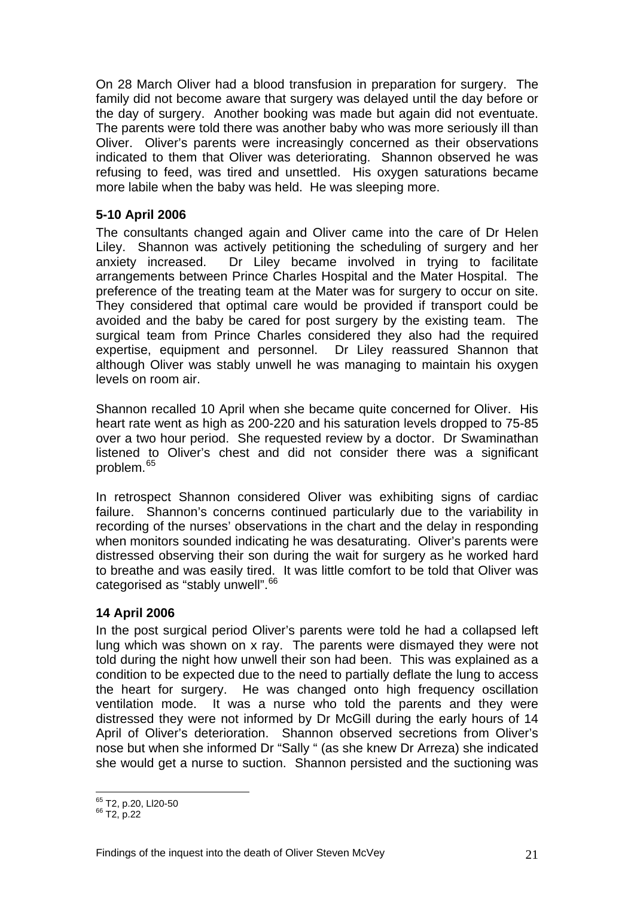On 28 March Oliver had a blood transfusion in preparation for surgery. The family did not become aware that surgery was delayed until the day before or the day of surgery. Another booking was made but again did not eventuate. The parents were told there was another baby who was more seriously ill than Oliver. Oliver's parents were increasingly concerned as their observations indicated to them that Oliver was deteriorating. Shannon observed he was refusing to feed, was tired and unsettled. His oxygen saturations became more labile when the baby was held. He was sleeping more.

**5-10 April 2006**

The consultants changed again and Oliver came into the care of Dr Helen Liley. Shannon was actively petitioning the scheduling of surgery and her anxiety increased. Dr Liley became involved in trying to facilitate arrangements between Prince Charles Hospital and the Mater Hospital. The preference of the treating team at the Mater was for surgery to occur on site. They considered that optimal care would be provided if transport could be avoided and the baby be cared for post surgery by the existing team. The surgical team from Prince Charles considered they also had the required expertise, equipment and personnel. Dr Liley reassured Shannon that although Oliver was stably unwell he was managing to maintain his oxygen levels on room air.

Shannon recalled 10 April when she became quite concerned for Oliver. His heart rate went as high as 200-220 and his saturation levels dropped to 75-85 over a two hour period. She requested review by a doctor. Dr Swaminathan listened to Oliver's chest and did not consider there was a significant problem.[65]

In retrospect Shannon considered Oliver was exhibiting signs of cardiac failure. Shannon's concerns continued particularly due to the variability in recording of the nurses' observations in the chart and the delay in responding when monitors sounded indicating he was desaturating. Oliver's parents were distressed observing their son during the wait for surgery as he worked hard to breathe and was easily tired. It was little comfort to be told that Oliver was categorised as "stably unwell".[66]

**14 April 2006**

In the post surgical period Oliver's parents were told he had a collapsed left lung which was shown on x ray. The parents were dismayed they were not told during the night how unwell their son had been. This was explained as a condition to be expected due to the need to partially deflate the lung to access the heart for surgery. He was changed onto high frequency oscillation ventilation mode. It was a nurse who told the parents and they were distressed they were not informed by Dr McGill during the early hours of 14 April of Oliver's deterioration. Shannon observed secretions from Oliver's nose but when she informed Dr "Sally " (as she knew Dr Arreza) she indicated she would get a nurse to suction. Shannon persisted and the suctioning was

---

[65] T2, p.20, Ll20-50

[66] T2, p.22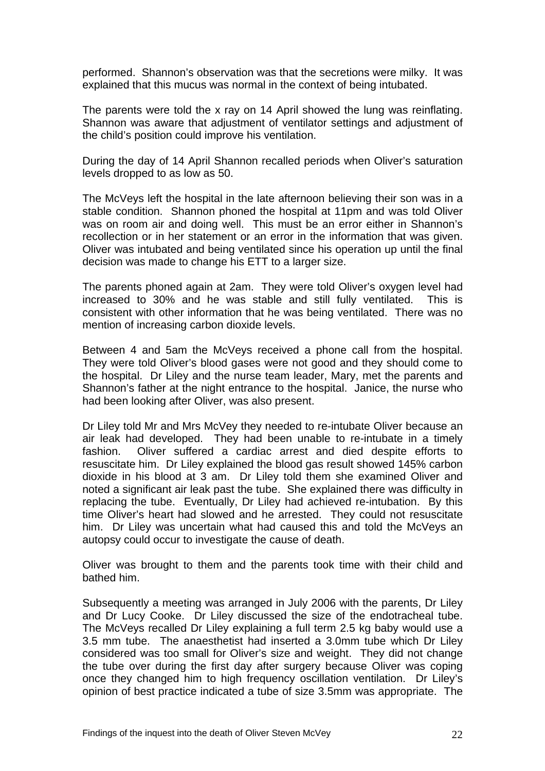performed. Shannon's observation was that the secretions were milky. It was explained that this mucus was normal in the context of being intubated.

The parents were told the x ray on 14 April showed the lung was reinflating. Shannon was aware that adjustment of ventilator settings and adjustment of the child's position could improve his ventilation.

During the day of 14 April Shannon recalled periods when Oliver's saturation levels dropped to as low as 50.

The McVeys left the hospital in the late afternoon believing their son was in a stable condition. Shannon phoned the hospital at 11pm and was told Oliver was on room air and doing well. This must be an error either in Shannon's recollection or in her statement or an error in the information that was given. Oliver was intubated and being ventilated since his operation up until the final decision was made to change his ETT to a larger size.

The parents phoned again at 2am. They were told Oliver's oxygen level had increased to 30% and he was stable and still fully ventilated. This is consistent with other information that he was being ventilated. There was no mention of increasing carbon dioxide levels.

Between 4 and 5am the McVeys received a phone call from the hospital. They were told Oliver's blood gases were not good and they should come to the hospital. Dr Liley and the nurse team leader, Mary, met the parents and Shannon's father at the night entrance to the hospital. Janice, the nurse who had been looking after Oliver, was also present.

Dr Liley told Mr and Mrs McVey they needed to re-intubate Oliver because an air leak had developed. They had been unable to re-intubate in a timely fashion. Oliver suffered a cardiac arrest and died despite efforts to resuscitate him. Dr Liley explained the blood gas result showed 145% carbon dioxide in his blood at 3 am. Dr Liley told them she examined Oliver and noted a significant air leak past the tube. She explained there was difficulty in replacing the tube. Eventually, Dr Liley had achieved re-intubation. By this time Oliver's heart had slowed and he arrested. They could not resuscitate him. Dr Liley was uncertain what had caused this and told the McVeys an autopsy could occur to investigate the cause of death.

Oliver was brought to them and the parents took time with their child and bathed him.

Subsequently a meeting was arranged in July 2006 with the parents, Dr Liley and Dr Lucy Cooke. Dr Liley discussed the size of the endotracheal tube. The McVeys recalled Dr Liley explaining a full term 2.5 kg baby would use a 3.5 mm tube. The anaesthetist had inserted a 3.0mm tube which Dr Liley considered was too small for Oliver's size and weight. They did not change the tube over during the first day after surgery because Oliver was coping once they changed him to high frequency oscillation ventilation. Dr Liley's opinion of best practice indicated a tube of size 3.5mm was appropriate. The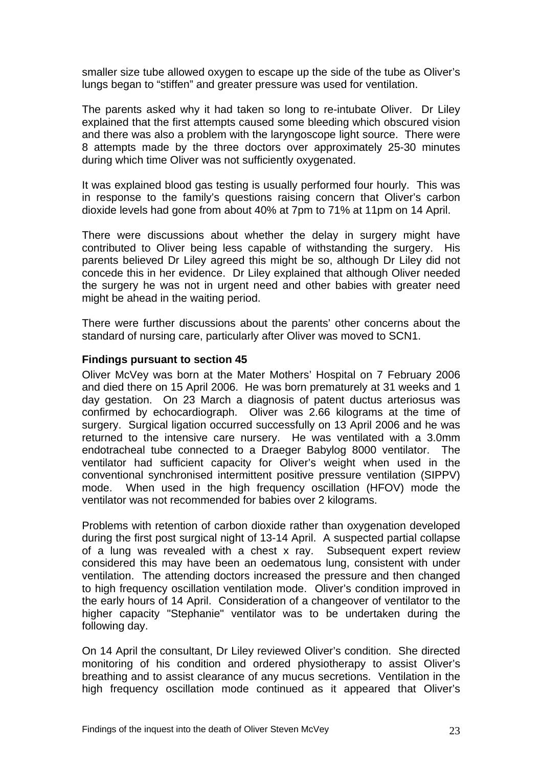smaller size tube allowed oxygen to escape up the side of the tube as Oliver's lungs began to "stiffen" and greater pressure was used for ventilation.

The parents asked why it had taken so long to re-intubate Oliver. Dr Liley explained that the first attempts caused some bleeding which obscured vision and there was also a problem with the laryngoscope light source. There were 8 attempts made by the three doctors over approximately 25-30 minutes during which time Oliver was not sufficiently oxygenated.

It was explained blood gas testing is usually performed four hourly. This was in response to the family's questions raising concern that Oliver's carbon dioxide levels had gone from about 40% at 7pm to 71% at 11pm on 14 April.

There were discussions about whether the delay in surgery might have contributed to Oliver being less capable of withstanding the surgery. His parents believed Dr Liley agreed this might be so, although Dr Liley did not concede this in her evidence. Dr Liley explained that although Oliver needed the surgery he was not in urgent need and other babies with greater need might be ahead in the waiting period.

There were further discussions about the parents' other concerns about the standard of nursing care, particularly after Oliver was moved to SCN1.

### Findings pursuant to section 45

Oliver McVey was born at the Mater Mothers' Hospital on 7 February 2006 and died there on 15 April 2006. He was born prematurely at 31 weeks and 1 day gestation. On 23 March a diagnosis of patent ductus arteriosus was confirmed by echocardiograph. Oliver was 2.66 kilograms at the time of surgery. Surgical ligation occurred successfully on 13 April 2006 and he was returned to the intensive care nursery. He was ventilated with a 3.0mm endotracheal tube connected to a Draeger Babylog 8000 ventilator. The ventilator had sufficient capacity for Oliver's weight when used in the conventional synchronised intermittent positive pressure ventilation (SIPPV) mode. When used in the high frequency oscillation (HFOV) mode the ventilator was not recommended for babies over 2 kilograms.

Problems with retention of carbon dioxide rather than oxygenation developed during the first post surgical night of 13-14 April. A suspected partial collapse of a lung was revealed with a chest x ray. Subsequent expert review considered this may have been an oedematous lung, consistent with under ventilation. The attending doctors increased the pressure and then changed to high frequency oscillation ventilation mode. Oliver's condition improved in the early hours of 14 April. Consideration of a changeover of ventilator to the higher capacity "Stephanie" ventilator was to be undertaken during the following day.

On 14 April the consultant, Dr Liley reviewed Oliver's condition. She directed monitoring of his condition and ordered physiotherapy to assist Oliver's breathing and to assist clearance of any mucus secretions. Ventilation in the high frequency oscillation mode continued as it appeared that Oliver's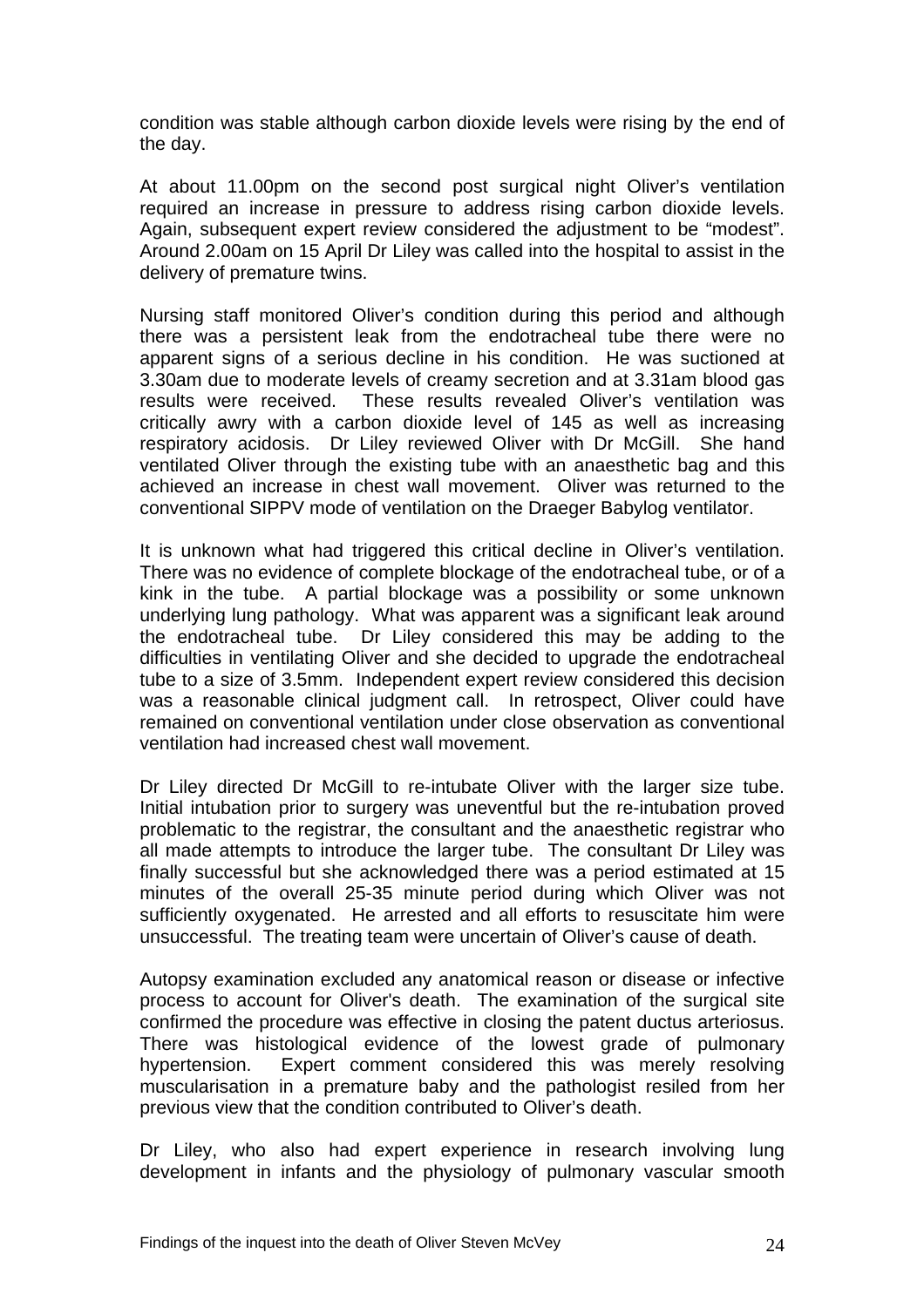condition was stable although carbon dioxide levels were rising by the end of the day.

At about 11.00pm on the second post surgical night Oliver's ventilation required an increase in pressure to address rising carbon dioxide levels. Again, subsequent expert review considered the adjustment to be "modest". Around 2.00am on 15 April Dr Liley was called into the hospital to assist in the delivery of premature twins.

Nursing staff monitored Oliver's condition during this period and although there was a persistent leak from the endotracheal tube there were no apparent signs of a serious decline in his condition. He was suctioned at 3.30am due to moderate levels of creamy secretion and at 3.31am blood gas results were received. These results revealed Oliver's ventilation was critically awry with a carbon dioxide level of 145 as well as increasing respiratory acidosis. Dr Liley reviewed Oliver with Dr McGill. She hand ventilated Oliver through the existing tube with an anaesthetic bag and this achieved an increase in chest wall movement. Oliver was returned to the conventional SIPPV mode of ventilation on the Draeger Babylog ventilator.

It is unknown what had triggered this critical decline in Oliver's ventilation. There was no evidence of complete blockage of the endotracheal tube, or of a kink in the tube. A partial blockage was a possibility or some unknown underlying lung pathology. What was apparent was a significant leak around the endotracheal tube. Dr Liley considered this may be adding to the difficulties in ventilating Oliver and she decided to upgrade the endotracheal tube to a size of 3.5mm. Independent expert review considered this decision was a reasonable clinical judgment call. In retrospect, Oliver could have remained on conventional ventilation under close observation as conventional ventilation had increased chest wall movement.

Dr Liley directed Dr McGill to re-intubate Oliver with the larger size tube. Initial intubation prior to surgery was uneventful but the re-intubation proved problematic to the registrar, the consultant and the anaesthetic registrar who all made attempts to introduce the larger tube. The consultant Dr Liley was finally successful but she acknowledged there was a period estimated at 15 minutes of the overall 25-35 minute period during which Oliver was not sufficiently oxygenated. He arrested and all efforts to resuscitate him were unsuccessful. The treating team were uncertain of Oliver's cause of death.

Autopsy examination excluded any anatomical reason or disease or infective process to account for Oliver's death. The examination of the surgical site confirmed the procedure was effective in closing the patent ductus arteriosus. There was histological evidence of the lowest grade of pulmonary hypertension. Expert comment considered this was merely resolving muscularisation in a premature baby and the pathologist resiled from her previous view that the condition contributed to Oliver's death.

Dr Liley, who also had expert experience in research involving lung development in infants and the physiology of pulmonary vascular smooth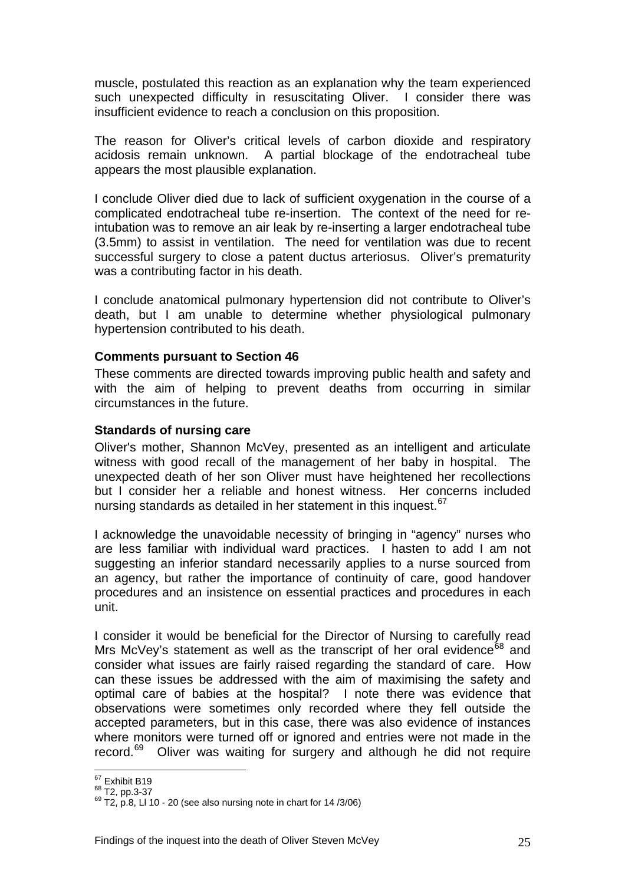muscle, postulated this reaction as an explanation why the team experienced such unexpected difficulty in resuscitating Oliver. I consider there was insufficient evidence to reach a conclusion on this proposition.

The reason for Oliver's critical levels of carbon dioxide and respiratory acidosis remain unknown. A partial blockage of the endotracheal tube appears the most plausible explanation.

I conclude Oliver died due to lack of sufficient oxygenation in the course of a complicated endotracheal tube re-insertion. The context of the need for re-intubation was to remove an air leak by re-inserting a larger endotracheal tube (3.5mm) to assist in ventilation. The need for ventilation was due to recent successful surgery to close a patent ductus arteriosus. Oliver's prematurity was a contributing factor in his death.

I conclude anatomical pulmonary hypertension did not contribute to Oliver's death, but I am unable to determine whether physiological pulmonary hypertension contributed to his death.

### Comments pursuant to Section 46

These comments are directed towards improving public health and safety and with the aim of helping to prevent deaths from occurring in similar circumstances in the future.

### Standards of nursing care

Oliver's mother, Shannon McVey, presented as an intelligent and articulate witness with good recall of the management of her baby in hospital. The unexpected death of her son Oliver must have heightened her recollections but I consider her a reliable and honest witness. Her concerns included nursing standards as detailed in her statement in this inquest.[67]

I acknowledge the unavoidable necessity of bringing in "agency" nurses who are less familiar with individual ward practices. I hasten to add I am not suggesting an inferior standard necessarily applies to a nurse sourced from an agency, but rather the importance of continuity of care, good handover procedures and an insistence on essential practices and procedures in each unit.

I consider it would be beneficial for the Director of Nursing to carefully read Mrs McVey's statement as well as the transcript of her oral evidence[68] and consider what issues are fairly raised regarding the standard of care. How can these issues be addressed with the aim of maximising the safety and optimal care of babies at the hospital? I note there was evidence that observations were sometimes only recorded where they fell outside the accepted parameters, but in this case, there was also evidence of instances where monitors were turned off or ignored and entries were not made in the record.[69] Oliver was waiting for surgery and although he did not require

---

[67] Exhibit B19
[68] T2, pp.3-37
[69] T2, p.8, Ll 10 - 20 (see also nursing note in chart for 14 /3/06)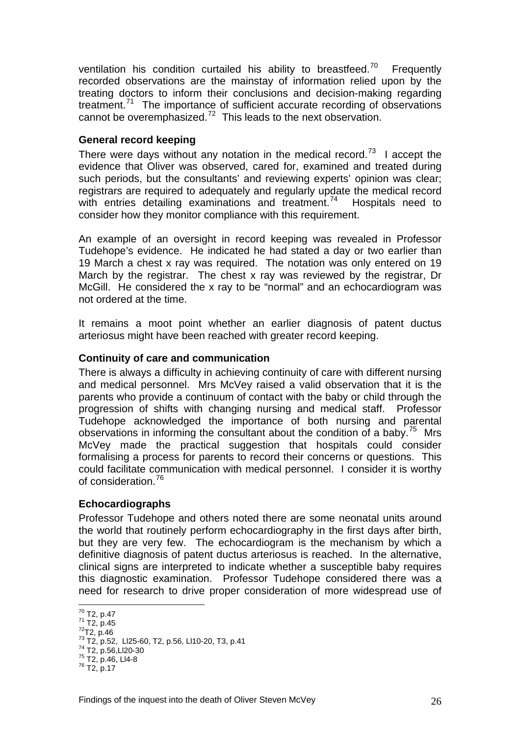ventilation his condition curtailed his ability to breastfeed.[70] Frequently recorded observations are the mainstay of information relied upon by the treating doctors to inform their conclusions and decision-making regarding treatment.[71] The importance of sufficient accurate recording of observations cannot be overemphasized.[72] This leads to the next observation.

### General record keeping

There were days without any notation in the medical record.[73] I accept the evidence that Oliver was observed, cared for, examined and treated during such periods, but the consultants' and reviewing experts' opinion was clear; registrars are required to adequately and regularly update the medical record with entries detailing examinations and treatment.[74] Hospitals need to consider how they monitor compliance with this requirement.

An example of an oversight in record keeping was revealed in Professor Tudehope's evidence. He indicated he had stated a day or two earlier than 19 March a chest x ray was required. The notation was only entered on 19 March by the registrar. The chest x ray was reviewed by the registrar, Dr McGill. He considered the x ray to be "normal" and an echocardiogram was not ordered at the time.

It remains a moot point whether an earlier diagnosis of patent ductus arteriosus might have been reached with greater record keeping.

### Continuity of care and communication

There is always a difficulty in achieving continuity of care with different nursing and medical personnel. Mrs McVey raised a valid observation that it is the parents who provide a continuum of contact with the baby or child through the progression of shifts with changing nursing and medical staff. Professor Tudehope acknowledged the importance of both nursing and parental observations in informing the consultant about the condition of a baby.[75] Mrs McVey made the practical suggestion that hospitals could consider formalising a process for parents to record their concerns or questions. This could facilitate communication with medical personnel. I consider it is worthy of consideration.[76]

### Echocardiographs

Professor Tudehope and others noted there are some neonatal units around the world that routinely perform echocardiography in the first days after birth, but they are very few. The echocardiogram is the mechanism by which a definitive diagnosis of patent ductus arteriosus is reached. In the alternative, clinical signs are interpreted to indicate whether a susceptible baby requires this diagnostic examination. Professor Tudehope considered there was a need for research to drive proper consideration of more widespread use of

---

[70] T2, p.47
[71] T2, p.45
[72] T2, p.46
[73] T2, p.52, Ll25-60, T2, p.56, Ll10-20, T3, p.41
[74] T2, p.56,Ll20-30
[75] T2, p.46, Ll4-8
[76] T2, p.17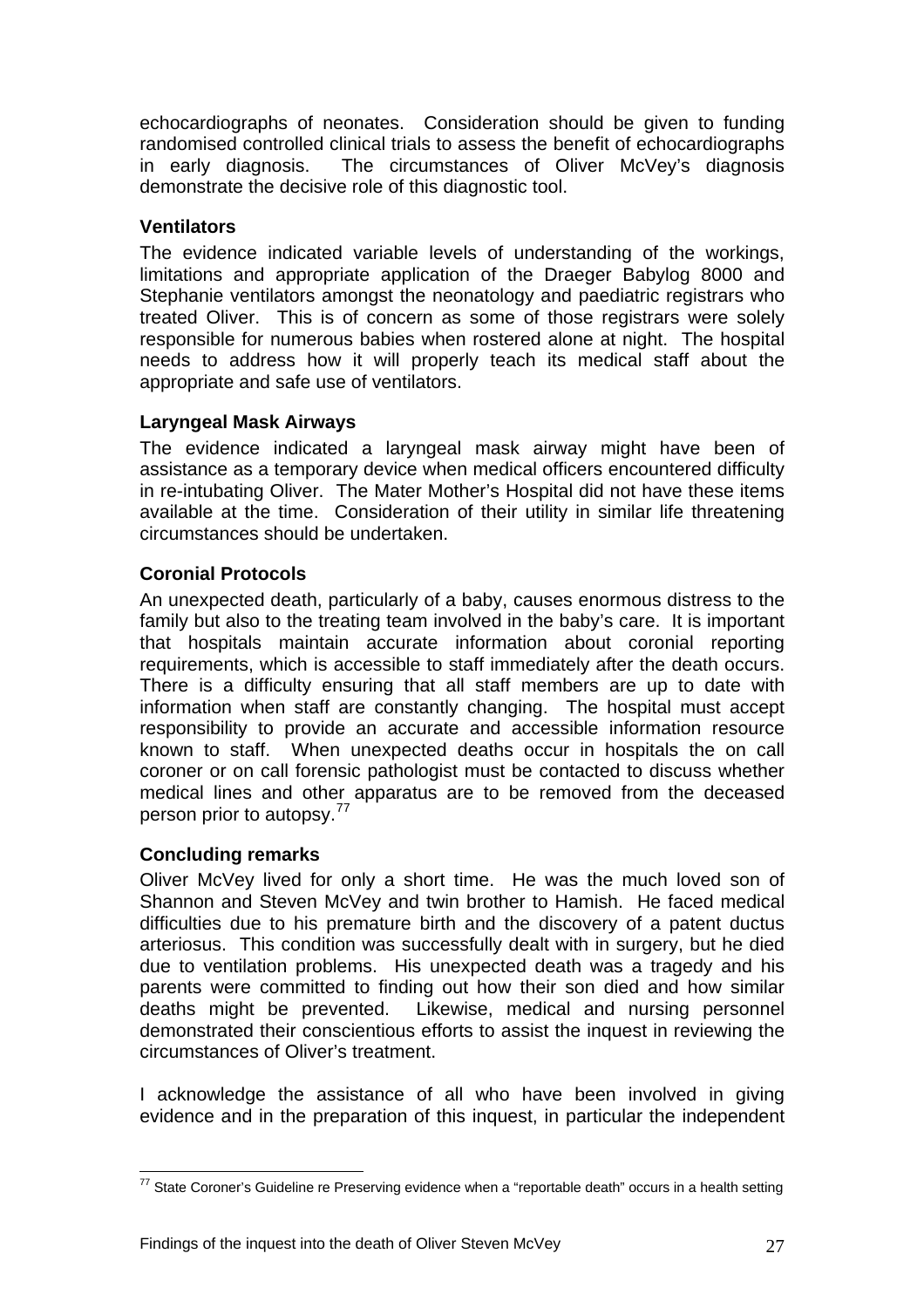echocardiographs of neonates. Consideration should be given to funding randomised controlled clinical trials to assess the benefit of echocardiographs in early diagnosis. The circumstances of Oliver McVey's diagnosis demonstrate the decisive role of this diagnostic tool.

**Ventilators**

The evidence indicated variable levels of understanding of the workings, limitations and appropriate application of the Draeger Babylog 8000 and Stephanie ventilators amongst the neonatology and paediatric registrars who treated Oliver. This is of concern as some of those registrars were solely responsible for numerous babies when rostered alone at night. The hospital needs to address how it will properly teach its medical staff about the appropriate and safe use of ventilators.

**Laryngeal Mask Airways**

The evidence indicated a laryngeal mask airway might have been of assistance as a temporary device when medical officers encountered difficulty in re-intubating Oliver. The Mater Mother's Hospital did not have these items available at the time. Consideration of their utility in similar life threatening circumstances should be undertaken.

**Coronial Protocols**

An unexpected death, particularly of a baby, causes enormous distress to the family but also to the treating team involved in the baby's care. It is important that hospitals maintain accurate information about coronial reporting requirements, which is accessible to staff immediately after the death occurs. There is a difficulty ensuring that all staff members are up to date with information when staff are constantly changing. The hospital must accept responsibility to provide an accurate and accessible information resource known to staff. When unexpected deaths occur in hospitals the on call coroner or on call forensic pathologist must be contacted to discuss whether medical lines and other apparatus are to be removed from the deceased person prior to autopsy.[77]

**Concluding remarks**

Oliver McVey lived for only a short time. He was the much loved son of Shannon and Steven McVey and twin brother to Hamish. He faced medical difficulties due to his premature birth and the discovery of a patent ductus arteriosus. This condition was successfully dealt with in surgery, but he died due to ventilation problems. His unexpected death was a tragedy and his parents were committed to finding out how their son died and how similar deaths might be prevented. Likewise, medical and nursing personnel demonstrated their conscientious efforts to assist the inquest in reviewing the circumstances of Oliver's treatment.

I acknowledge the assistance of all who have been involved in giving evidence and in the preparation of this inquest, in particular the independent

[77] State Coroner's Guideline re Preserving evidence when a "reportable death" occurs in a health setting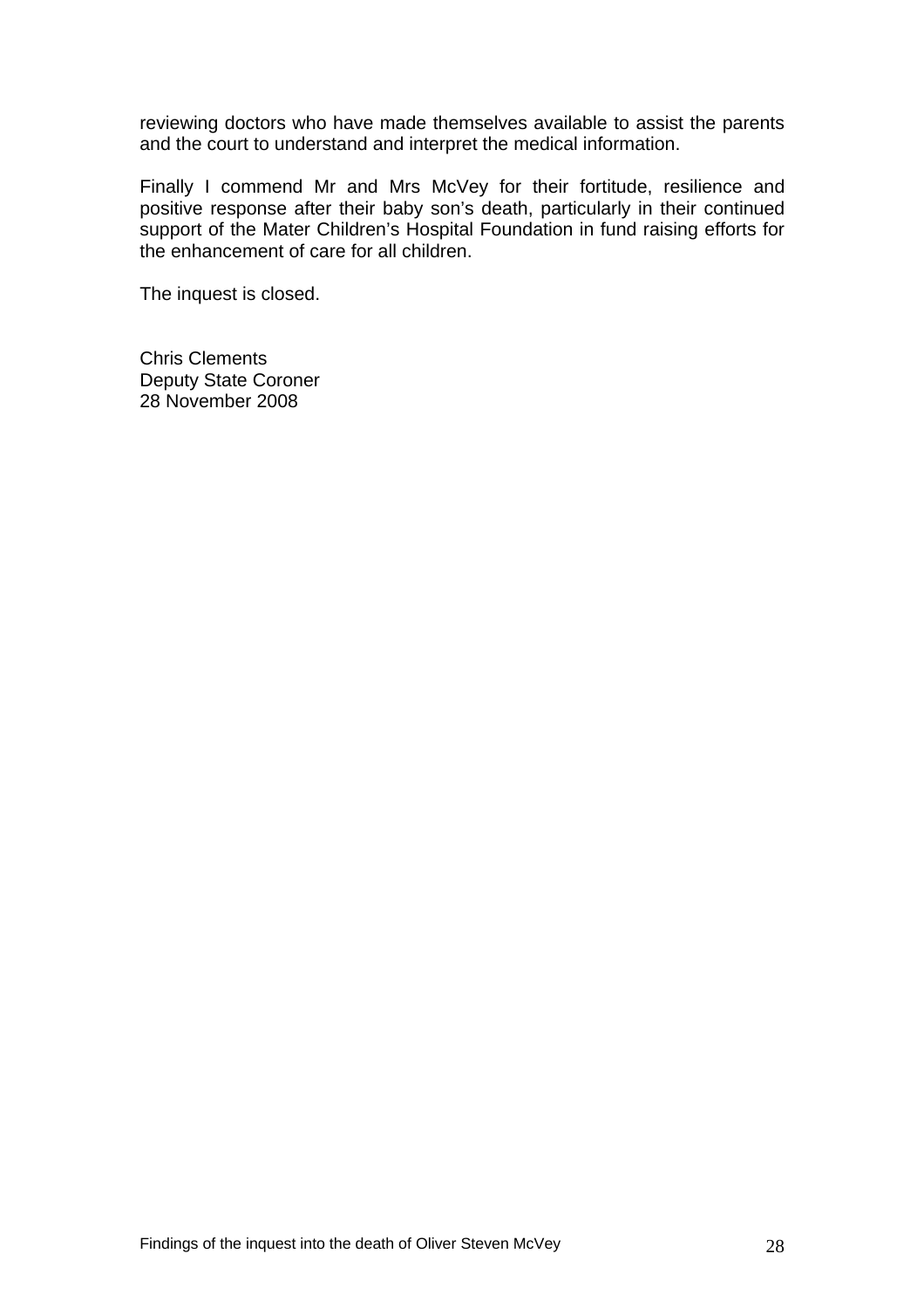reviewing doctors who have made themselves available to assist the parents and the court to understand and interpret the medical information.

Finally I commend Mr and Mrs McVey for their fortitude, resilience and positive response after their baby son's death, particularly in their continued support of the Mater Children's Hospital Foundation in fund raising efforts for the enhancement of care for all children.

The inquest is closed.

Chris Clements
Deputy State Coroner
28 November 2008